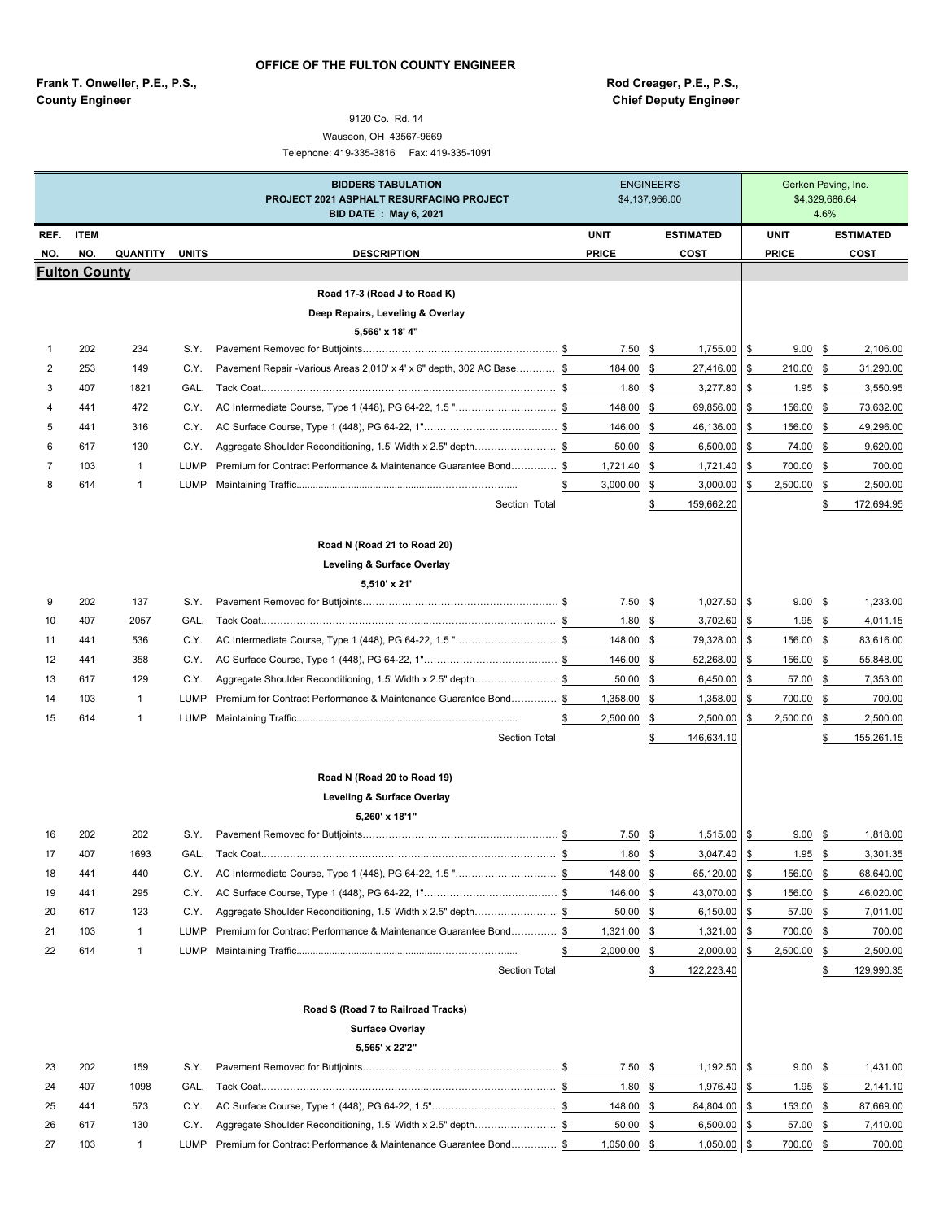# OFFICE OF THE FULTON COUNTY ENGINEER

**Frank T. Onweller, P.E., P.S.,**
**County Engineer**

**Rod Creager, P.E., P.S.,**
**Chief Deputy Engineer**

9120 Co. Rd. 14
Wauseon, OH 43567-9669
Telephone: 419-335-3816 Fax: 419-335-1091

| | | | | **BIDDERS TABULATION**<br>**PROJECT 2021 ASPHALT RESURFACING PROJECT**<br>**BID DATE : May 6, 2021** | ENGINEER'S<br>$4,137,966.00 | | Gerken Paving, Inc.<br>$4,329,686.64<br>4.6% | |
|---|---|---|---|---|---|---|---|---|
| **REF. NO.** | **ITEM NO.** | **QUANTITY** | **UNITS** | **DESCRIPTION** | **UNIT PRICE** | **ESTIMATED COST** | **UNIT PRICE** | **ESTIMATED COST** |
| **Fulton County** | | | | | | | | |
| | | | | **Road 17-3 (Road J to Road K)** | | | | |
| | | | | **Deep Repairs, Leveling & Overlay** | | | | |
| | | | | **5,566' x 18' 4"** | | | | |
| 1 | 202 | 234 | S.Y. | Pavement Removed for Buttjoints | $ 7.50 | $ 1,755.00 | $ 9.00 | $ 2,106.00 |
| 2 | 253 | 149 | C.Y. | Pavement Repair -Various Areas 2,010' x 4' x 6" depth, 302 AC Base | $ 184.00 | $ 27,416.00 | $ 210.00 | $ 31,290.00 |
| 3 | 407 | 1821 | GAL. | Tack Coat | $ 1.80 | $ 3,277.80 | $ 1.95 | $ 3,550.95 |
| 4 | 441 | 472 | C.Y. | AC Intermediate Course, Type 1 (448), PG 64-22, 1.5 " | $ 148.00 | $ 69,856.00 | $ 156.00 | $ 73,632.00 |
| 5 | 441 | 316 | C.Y. | AC Surface Course, Type 1 (448), PG 64-22, 1" | $ 146.00 | $ 46,136.00 | $ 156.00 | $ 49,296.00 |
| 6 | 617 | 130 | C.Y. | Aggregate Shoulder Reconditioning, 1.5' Width x 2.5" depth | $ 50.00 | $ 6,500.00 | $ 74.00 | $ 9,620.00 |
| 7 | 103 | 1 | LUMP | Premium for Contract Performance & Maintenance Guarantee Bond | $ 1,721.40 | $ 1,721.40 | $ 700.00 | $ 700.00 |
| 8 | 614 | 1 | LUMP | Maintaining Traffic | $ 3,000.00 | $ 3,000.00 | $ 2,500.00 | $ 2,500.00 |
| | | | | Section Total | | $ 159,662.20 | | $ 172,694.95 |
| | | | | **Road N (Road 21 to Road 20)** | | | | |
| | | | | **Leveling & Surface Overlay** | | | | |
| | | | | **5,510' x 21'** | | | | |
| 9 | 202 | 137 | S.Y. | Pavement Removed for Buttjoints | $ 7.50 | $ 1,027.50 | $ 9.00 | $ 1,233.00 |
| 10 | 407 | 2057 | GAL. | Tack Coat | $ 1.80 | $ 3,702.60 | $ 1.95 | $ 4,011.15 |
| 11 | 441 | 536 | C.Y. | AC Intermediate Course, Type 1 (448), PG 64-22, 1.5 " | $ 148.00 | $ 79,328.00 | $ 156.00 | $ 83,616.00 |
| 12 | 441 | 358 | C.Y. | AC Surface Course, Type 1 (448), PG 64-22, 1" | $ 146.00 | $ 52,268.00 | $ 156.00 | $ 55,848.00 |
| 13 | 617 | 129 | C.Y. | Aggregate Shoulder Reconditioning, 1.5' Width x 2.5" depth | $ 50.00 | $ 6,450.00 | $ 57.00 | $ 7,353.00 |
| 14 | 103 | 1 | LUMP | Premium for Contract Performance & Maintenance Guarantee Bond | $ 1,358.00 | $ 1,358.00 | $ 700.00 | $ 700.00 |
| 15 | 614 | 1 | LUMP | Maintaining Traffic | $ 2,500.00 | $ 2,500.00 | $ 2,500.00 | $ 2,500.00 |
| | | | | Section Total | | $ 146,634.10 | | $ 155,261.15 |
| | | | | **Road N (Road 20 to Road 19)** | | | | |
| | | | | **Leveling & Surface Overlay** | | | | |
| | | | | **5,260' x 18'1"** | | | | |
| 16 | 202 | 202 | S.Y. | Pavement Removed for Buttjoints | $ 7.50 | $ 1,515.00 | $ 9.00 | $ 1,818.00 |
| 17 | 407 | 1693 | GAL. | Tack Coat | $ 1.80 | $ 3,047.40 | $ 1.95 | $ 3,301.35 |
| 18 | 441 | 440 | C.Y. | AC Intermediate Course, Type 1 (448), PG 64-22, 1.5 " | $ 148.00 | $ 65,120.00 | $ 156.00 | $ 68,640.00 |
| 19 | 441 | 295 | C.Y. | AC Surface Course, Type 1 (448), PG 64-22, 1" | $ 146.00 | $ 43,070.00 | $ 156.00 | $ 46,020.00 |
| 20 | 617 | 123 | C.Y. | Aggregate Shoulder Reconditioning, 1.5' Width x 2.5" depth | $ 50.00 | $ 6,150.00 | $ 57.00 | $ 7,011.00 |
| 21 | 103 | 1 | LUMP | Premium for Contract Performance & Maintenance Guarantee Bond | $ 1,321.00 | $ 1,321.00 | $ 700.00 | $ 700.00 |
| 22 | 614 | 1 | LUMP | Maintaining Traffic | $ 2,000.00 | $ 2,000.00 | $ 2,500.00 | $ 2,500.00 |
| | | | | Section Total | | $ 122,223.40 | | $ 129,990.35 |
| | | | | **Road S (Road 7 to Railroad Tracks)** | | | | |
| | | | | **Surface Overlay** | | | | |
| | | | | **5,565' x 22'2"** | | | | |
| 23 | 202 | 159 | S.Y. | Pavement Removed for Buttjoints | $ 7.50 | $ 1,192.50 | $ 9.00 | $ 1,431.00 |
| 24 | 407 | 1098 | GAL. | Tack Coat | $ 1.80 | $ 1,976.40 | $ 1.95 | $ 2,141.10 |
| 25 | 441 | 573 | C.Y. | AC Surface Course, Type 1 (448), PG 64-22, 1.5" | $ 148.00 | $ 84,804.00 | $ 153.00 | $ 87,669.00 |
| 26 | 617 | 130 | C.Y. | Aggregate Shoulder Reconditioning, 1.5' Width x 2.5" depth | $ 50.00 | $ 6,500.00 | $ 57.00 | $ 7,410.00 |
| 27 | 103 | 1 | LUMP | Premium for Contract Performance & Maintenance Guarantee Bond | $ 1,050.00 | $ 1,050.00 | $ 700.00 | $ 700.00 |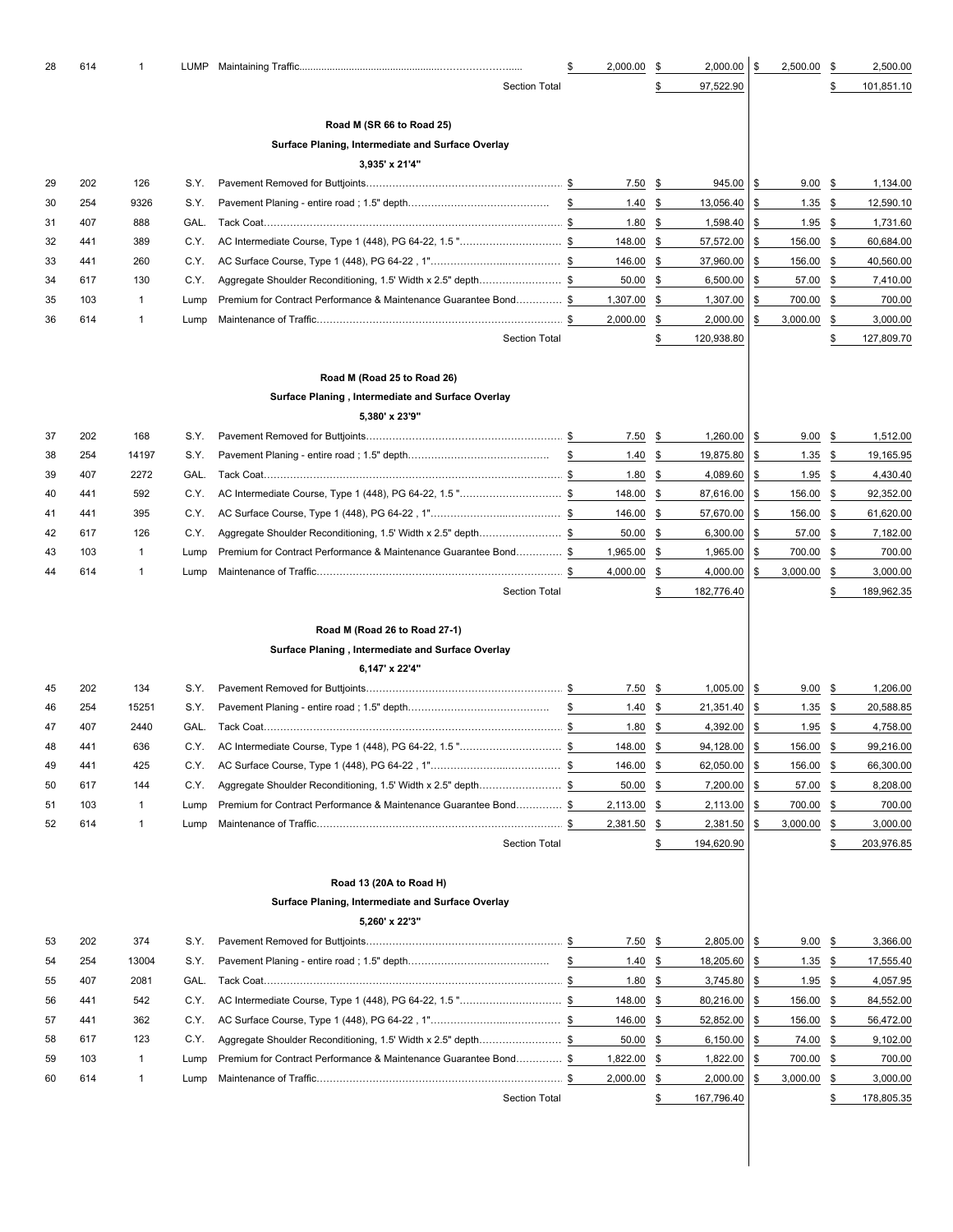| Item | Code | Qty | Unit | Description | Unit Price | Amount | Unit Price | Amount |
|---|---|---|---|---|---|---|---|---|
| 28 | 614 | 1 | LUMP | Maintaining Traffic | $ 2,000.00 | $ 2,000.00 | $ 2,500.00 | $ 2,500.00 |
| | | | | Section Total | | $ 97,522.90 | | $ 101,851.10 |
| | | | | **Road M (SR 66 to Road 25)** | | | | |
| | | | | **Surface Planing, Intermediate and Surface Overlay** | | | | |
| | | | | **3,935' x 21'4"** | | | | |
| 29 | 202 | 126 | S.Y. | Pavement Removed for Buttjoints | $ 7.50 | $ 945.00 | $ 9.00 | $ 1,134.00 |
| 30 | 254 | 9326 | S.Y. | Pavement Planing - entire road ; 1.5" depth | $ 1.40 | $ 13,056.40 | $ 1.35 | $ 12,590.10 |
| 31 | 407 | 888 | GAL. | Tack Coat | $ 1.80 | $ 1,598.40 | $ 1.95 | $ 1,731.60 |
| 32 | 441 | 389 | C.Y. | AC Intermediate Course, Type 1 (448), PG 64-22, 1.5 " | $ 148.00 | $ 57,572.00 | $ 156.00 | $ 60,684.00 |
| 33 | 441 | 260 | C.Y. | AC Surface Course, Type 1 (448), PG 64-22 , 1" | $ 146.00 | $ 37,960.00 | $ 156.00 | $ 40,560.00 |
| 34 | 617 | 130 | C.Y. | Aggregate Shoulder Reconditioning, 1.5' Width x 2.5" depth | $ 50.00 | $ 6,500.00 | $ 57.00 | $ 7,410.00 |
| 35 | 103 | 1 | Lump | Premium for Contract Performance & Maintenance Guarantee Bond | $ 1,307.00 | $ 1,307.00 | $ 700.00 | $ 700.00 |
| 36 | 614 | 1 | Lump | Maintenance of Traffic | $ 2,000.00 | $ 2,000.00 | $ 3,000.00 | $ 3,000.00 |
| | | | | Section Total | | $ 120,938.80 | | $ 127,809.70 |
| | | | | **Road M (Road 25 to Road 26)** | | | | |
| | | | | **Surface Planing , Intermediate and Surface Overlay** | | | | |
| | | | | **5,380' x 23'9"** | | | | |
| 37 | 202 | 168 | S.Y. | Pavement Removed for Buttjoints | $ 7.50 | $ 1,260.00 | $ 9.00 | $ 1,512.00 |
| 38 | 254 | 14197 | S.Y. | Pavement Planing - entire road ; 1.5" depth | $ 1.40 | $ 19,875.80 | $ 1.35 | $ 19,165.95 |
| 39 | 407 | 2272 | GAL. | Tack Coat | $ 1.80 | $ 4,089.60 | $ 1.95 | $ 4,430.40 |
| 40 | 441 | 592 | C.Y. | AC Intermediate Course, Type 1 (448), PG 64-22, 1.5 " | $ 148.00 | $ 87,616.00 | $ 156.00 | $ 92,352.00 |
| 41 | 441 | 395 | C.Y. | AC Surface Course, Type 1 (448), PG 64-22 , 1" | $ 146.00 | $ 57,670.00 | $ 156.00 | $ 61,620.00 |
| 42 | 617 | 126 | C.Y. | Aggregate Shoulder Reconditioning, 1.5' Width x 2.5" depth | $ 50.00 | $ 6,300.00 | $ 57.00 | $ 7,182.00 |
| 43 | 103 | 1 | Lump | Premium for Contract Performance & Maintenance Guarantee Bond | $ 1,965.00 | $ 1,965.00 | $ 700.00 | $ 700.00 |
| 44 | 614 | 1 | Lump | Maintenance of Traffic | $ 4,000.00 | $ 4,000.00 | $ 3,000.00 | $ 3,000.00 |
| | | | | Section Total | | $ 182,776.40 | | $ 189,962.35 |
| | | | | **Road M (Road 26 to Road 27-1)** | | | | |
| | | | | **Surface Planing , Intermediate and Surface Overlay** | | | | |
| | | | | **6,147' x 22'4"** | | | | |
| 45 | 202 | 134 | S.Y. | Pavement Removed for Buttjoints | $ 7.50 | $ 1,005.00 | $ 9.00 | $ 1,206.00 |
| 46 | 254 | 15251 | S.Y. | Pavement Planing - entire road ; 1.5" depth | $ 1.40 | $ 21,351.40 | $ 1.35 | $ 20,588.85 |
| 47 | 407 | 2440 | GAL. | Tack Coat | $ 1.80 | $ 4,392.00 | $ 1.95 | $ 4,758.00 |
| 48 | 441 | 636 | C.Y. | AC Intermediate Course, Type 1 (448), PG 64-22, 1.5 " | $ 148.00 | $ 94,128.00 | $ 156.00 | $ 99,216.00 |
| 49 | 441 | 425 | C.Y. | AC Surface Course, Type 1 (448), PG 64-22 , 1" | $ 146.00 | $ 62,050.00 | $ 156.00 | $ 66,300.00 |
| 50 | 617 | 144 | C.Y. | Aggregate Shoulder Reconditioning, 1.5' Width x 2.5" depth | $ 50.00 | $ 7,200.00 | $ 57.00 | $ 8,208.00 |
| 51 | 103 | 1 | Lump | Premium for Contract Performance & Maintenance Guarantee Bond | $ 2,113.00 | $ 2,113.00 | $ 700.00 | $ 700.00 |
| 52 | 614 | 1 | Lump | Maintenance of Traffic | $ 2,381.50 | $ 2,381.50 | $ 3,000.00 | $ 3,000.00 |
| | | | | Section Total | | $ 194,620.90 | | $ 203,976.85 |
| | | | | **Road 13 (20A to Road H)** | | | | |
| | | | | **Surface Planing, Intermediate and Surface Overlay** | | | | |
| | | | | **5,260' x 22'3"** | | | | |
| 53 | 202 | 374 | S.Y. | Pavement Removed for Buttjoints | $ 7.50 | $ 2,805.00 | $ 9.00 | $ 3,366.00 |
| 54 | 254 | 13004 | S.Y. | Pavement Planing - entire road ; 1.5" depth | $ 1.40 | $ 18,205.60 | $ 1.35 | $ 17,555.40 |
| 55 | 407 | 2081 | GAL. | Tack Coat | $ 1.80 | $ 3,745.80 | $ 1.95 | $ 4,057.95 |
| 56 | 441 | 542 | C.Y. | AC Intermediate Course, Type 1 (448), PG 64-22, 1.5 " | $ 148.00 | $ 80,216.00 | $ 156.00 | $ 84,552.00 |
| 57 | 441 | 362 | C.Y. | AC Surface Course, Type 1 (448), PG 64-22 , 1" | $ 146.00 | $ 52,852.00 | $ 156.00 | $ 56,472.00 |
| 58 | 617 | 123 | C.Y. | Aggregate Shoulder Reconditioning, 1.5' Width x 2.5" depth | $ 50.00 | $ 6,150.00 | $ 74.00 | $ 9,102.00 |
| 59 | 103 | 1 | Lump | Premium for Contract Performance & Maintenance Guarantee Bond | $ 1,822.00 | $ 1,822.00 | $ 700.00 | $ 700.00 |
| 60 | 614 | 1 | Lump | Maintenance of Traffic | $ 2,000.00 | $ 2,000.00 | $ 3,000.00 | $ 3,000.00 |
| | | | | Section Total | | $ 167,796.40 | | $ 178,805.35 |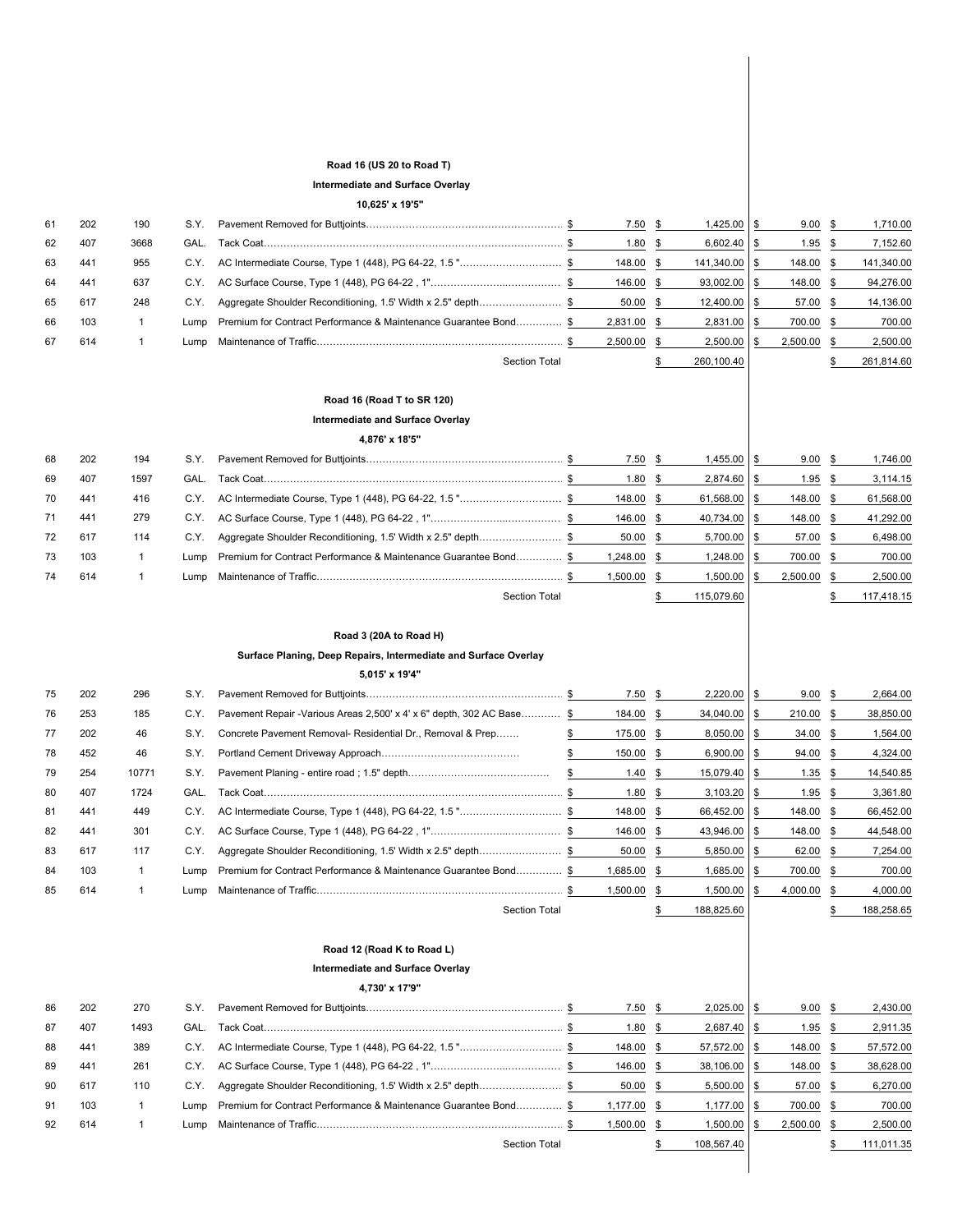| | | | | | | | | |
|---|---|---|---|---|---|---|---|---|
| | | | | **Road 16 (US 20 to Road T)** | | | | |
| | | | | **Intermediate and Surface Overlay** | | | | |
| | | | | **10,625' x 19'5"** | | | | |
| 61 | 202 | 190 | S.Y. | Pavement Removed for Buttjoints | $ 7.50 | $ 1,425.00 | $ 9.00 | $ 1,710.00 |
| 62 | 407 | 3668 | GAL. | Tack Coat | $ 1.80 | $ 6,602.40 | $ 1.95 | $ 7,152.60 |
| 63 | 441 | 955 | C.Y. | AC Intermediate Course, Type 1 (448), PG 64-22, 1.5 " | $ 148.00 | $ 141,340.00 | $ 148.00 | $ 141,340.00 |
| 64 | 441 | 637 | C.Y. | AC Surface Course, Type 1 (448), PG 64-22 , 1" | $ 146.00 | $ 93,002.00 | $ 148.00 | $ 94,276.00 |
| 65 | 617 | 248 | C.Y. | Aggregate Shoulder Reconditioning, 1.5' Width x 2.5" depth | $ 50.00 | $ 12,400.00 | $ 57.00 | $ 14,136.00 |
| 66 | 103 | 1 | Lump | Premium for Contract Performance & Maintenance Guarantee Bond | $ 2,831.00 | $ 2,831.00 | $ 700.00 | $ 700.00 |
| 67 | 614 | 1 | Lump | Maintenance of Traffic | $ 2,500.00 | $ 2,500.00 | $ 2,500.00 | $ 2,500.00 |
| | | | | Section Total | | $ 260,100.40 | | $ 261,814.60 |
| | | | | **Road 16 (Road T to SR 120)** | | | | |
| | | | | **Intermediate and Surface Overlay** | | | | |
| | | | | **4,876' x 18'5"** | | | | |
| 68 | 202 | 194 | S.Y. | Pavement Removed for Buttjoints | $ 7.50 | $ 1,455.00 | $ 9.00 | $ 1,746.00 |
| 69 | 407 | 1597 | GAL. | Tack Coat | $ 1.80 | $ 2,874.60 | $ 1.95 | $ 3,114.15 |
| 70 | 441 | 416 | C.Y. | AC Intermediate Course, Type 1 (448), PG 64-22, 1.5 " | $ 148.00 | $ 61,568.00 | $ 148.00 | $ 61,568.00 |
| 71 | 441 | 279 | C.Y. | AC Surface Course, Type 1 (448), PG 64-22 , 1" | $ 146.00 | $ 40,734.00 | $ 148.00 | $ 41,292.00 |
| 72 | 617 | 114 | C.Y. | Aggregate Shoulder Reconditioning, 1.5' Width x 2.5" depth | $ 50.00 | $ 5,700.00 | $ 57.00 | $ 6,498.00 |
| 73 | 103 | 1 | Lump | Premium for Contract Performance & Maintenance Guarantee Bond | $ 1,248.00 | $ 1,248.00 | $ 700.00 | $ 700.00 |
| 74 | 614 | 1 | Lump | Maintenance of Traffic | $ 1,500.00 | $ 1,500.00 | $ 2,500.00 | $ 2,500.00 |
| | | | | Section Total | | $ 115,079.60 | | $ 117,418.15 |
| | | | | **Road 3 (20A to Road H)** | | | | |
| | | | | **Surface Planing, Deep Repairs, Intermediate and Surface Overlay** | | | | |
| | | | | **5,015' x 19'4"** | | | | |
| 75 | 202 | 296 | S.Y. | Pavement Removed for Buttjoints | $ 7.50 | $ 2,220.00 | $ 9.00 | $ 2,664.00 |
| 76 | 253 | 185 | C.Y. | Pavement Repair -Various Areas 2,500' x 4' x 6" depth, 302 AC Base | $ 184.00 | $ 34,040.00 | $ 210.00 | $ 38,850.00 |
| 77 | 202 | 46 | S.Y. | Concrete Pavement Removal- Residential Dr., Removal & Prep | $ 175.00 | $ 8,050.00 | $ 34.00 | $ 1,564.00 |
| 78 | 452 | 46 | S.Y. | Portland Cement Driveway Approach | $ 150.00 | $ 6,900.00 | $ 94.00 | $ 4,324.00 |
| 79 | 254 | 10771 | S.Y. | Pavement Planing - entire road ; 1.5" depth | $ 1.40 | $ 15,079.40 | $ 1.35 | $ 14,540.85 |
| 80 | 407 | 1724 | GAL. | Tack Coat | $ 1.80 | $ 3,103.20 | $ 1.95 | $ 3,361.80 |
| 81 | 441 | 449 | C.Y. | AC Intermediate Course, Type 1 (448), PG 64-22, 1.5 " | $ 148.00 | $ 66,452.00 | $ 148.00 | $ 66,452.00 |
| 82 | 441 | 301 | C.Y. | AC Surface Course, Type 1 (448), PG 64-22 , 1" | $ 146.00 | $ 43,946.00 | $ 148.00 | $ 44,548.00 |
| 83 | 617 | 117 | C.Y. | Aggregate Shoulder Reconditioning, 1.5' Width x 2.5" depth | $ 50.00 | $ 5,850.00 | $ 62.00 | $ 7,254.00 |
| 84 | 103 | 1 | Lump | Premium for Contract Performance & Maintenance Guarantee Bond | $ 1,685.00 | $ 1,685.00 | $ 700.00 | $ 700.00 |
| 85 | 614 | 1 | Lump | Maintenance of Traffic | $ 1,500.00 | $ 1,500.00 | $ 4,000.00 | $ 4,000.00 |
| | | | | Section Total | | $ 188,825.60 | | $ 188,258.65 |
| | | | | **Road 12 (Road K to Road L)** | | | | |
| | | | | **Intermediate and Surface Overlay** | | | | |
| | | | | **4,730' x 17'9"** | | | | |
| 86 | 202 | 270 | S.Y. | Pavement Removed for Buttjoints | $ 7.50 | $ 2,025.00 | $ 9.00 | $ 2,430.00 |
| 87 | 407 | 1493 | GAL. | Tack Coat | $ 1.80 | $ 2,687.40 | $ 1.95 | $ 2,911.35 |
| 88 | 441 | 389 | C.Y. | AC Intermediate Course, Type 1 (448), PG 64-22, 1.5 " | $ 148.00 | $ 57,572.00 | $ 148.00 | $ 57,572.00 |
| 89 | 441 | 261 | C.Y. | AC Surface Course, Type 1 (448), PG 64-22 , 1" | $ 146.00 | $ 38,106.00 | $ 148.00 | $ 38,628.00 |
| 90 | 617 | 110 | C.Y. | Aggregate Shoulder Reconditioning, 1.5' Width x 2.5" depth | $ 50.00 | $ 5,500.00 | $ 57.00 | $ 6,270.00 |
| 91 | 103 | 1 | Lump | Premium for Contract Performance & Maintenance Guarantee Bond | $ 1,177.00 | $ 1,177.00 | $ 700.00 | $ 700.00 |
| 92 | 614 | 1 | Lump | Maintenance of Traffic | $ 1,500.00 | $ 1,500.00 | $ 2,500.00 | $ 2,500.00 |
| | | | | Section Total | | $ 108,567.40 | | $ 111,011.35 |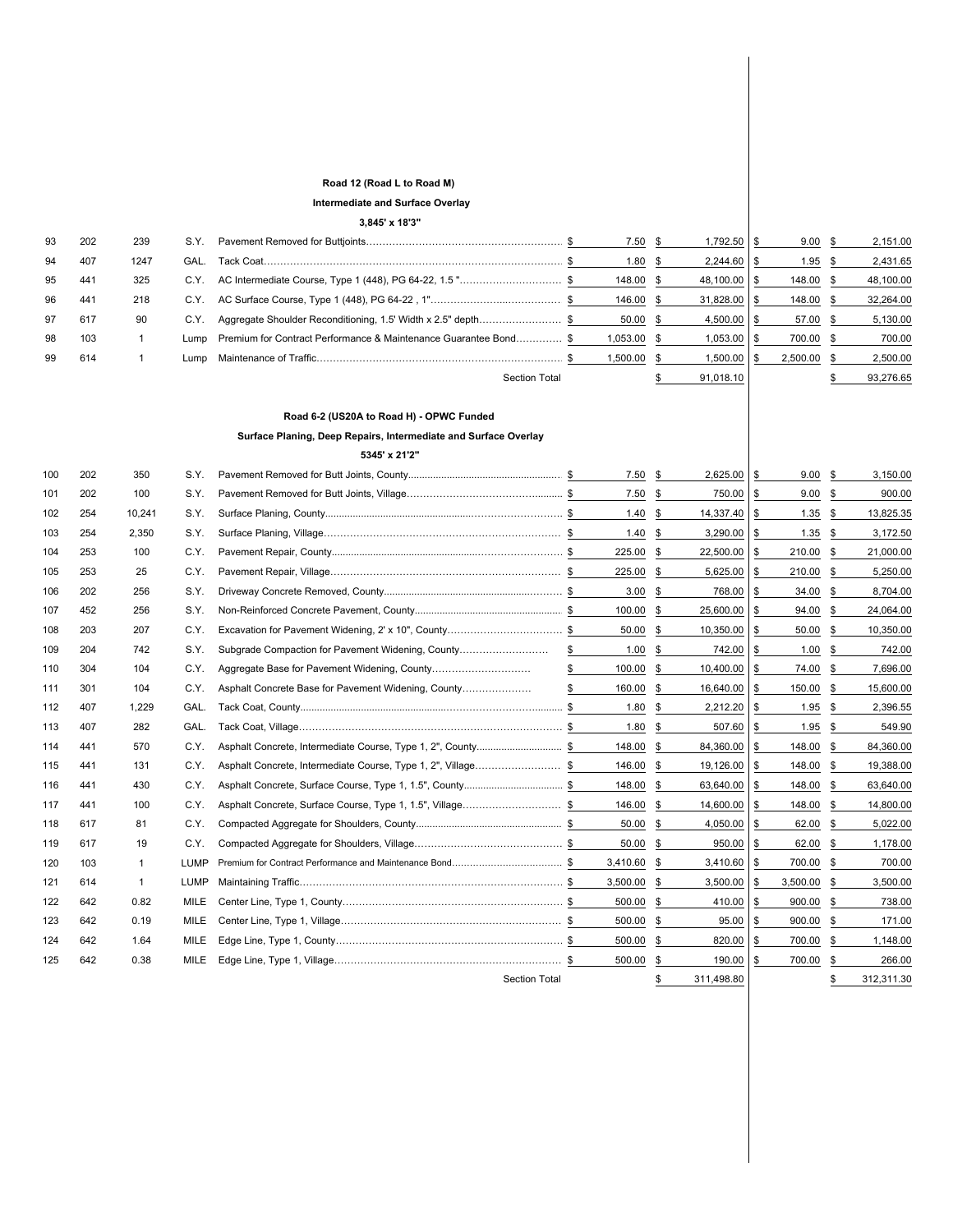**Road 12 (Road L to Road M)**

**Intermediate and Surface Overlay**

**3,845' x 18'3"**

| | | | | | | | | |
|---|---|---|---|---|---|---|---|---|
| 93 | 202 | 239 | S.Y. | Pavement Removed for Buttjoints | $ 7.50 | $ 1,792.50 | $ 9.00 | $ 2,151.00 |
| 94 | 407 | 1247 | GAL. | Tack Coat | $ 1.80 | $ 2,244.60 | $ 1.95 | $ 2,431.65 |
| 95 | 441 | 325 | C.Y. | AC Intermediate Course, Type 1 (448), PG 64-22, 1.5 " | $ 148.00 | $ 48,100.00 | $ 148.00 | $ 48,100.00 |
| 96 | 441 | 218 | C.Y. | AC Surface Course, Type 1 (448), PG 64-22 , 1" | $ 146.00 | $ 31,828.00 | $ 148.00 | $ 32,264.00 |
| 97 | 617 | 90 | C.Y. | Aggregate Shoulder Reconditioning, 1.5' Width x 2.5" depth | $ 50.00 | $ 4,500.00 | $ 57.00 | $ 5,130.00 |
| 98 | 103 | 1 | Lump | Premium for Contract Performance & Maintenance Guarantee Bond | $ 1,053.00 | $ 1,053.00 | $ 700.00 | $ 700.00 |
| 99 | 614 | 1 | Lump | Maintenance of Traffic | $ 1,500.00 | $ 1,500.00 | $ 2,500.00 | $ 2,500.00 |
| | | | | Section Total | | $ 91,018.10 | | $ 93,276.65 |

**Road 6-2 (US20A to Road H) - OPWC Funded**

**Surface Planing, Deep Repairs, Intermediate and Surface Overlay**

**5345' x 21'2"**

| | | | | | | | | |
|---|---|---|---|---|---|---|---|---|
| 100 | 202 | 350 | S.Y. | Pavement Removed for Butt Joints, County | $ 7.50 | $ 2,625.00 | $ 9.00 | $ 3,150.00 |
| 101 | 202 | 100 | S.Y. | Pavement Removed for Butt Joints, Village | $ 7.50 | $ 750.00 | $ 9.00 | $ 900.00 |
| 102 | 254 | 10,241 | S.Y. | Surface Planing, County | $ 1.40 | $ 14,337.40 | $ 1.35 | $ 13,825.35 |
| 103 | 254 | 2,350 | S.Y. | Surface Planing, Village | $ 1.40 | $ 3,290.00 | $ 1.35 | $ 3,172.50 |
| 104 | 253 | 100 | C.Y. | Pavement Repair, County | $ 225.00 | $ 22,500.00 | $ 210.00 | $ 21,000.00 |
| 105 | 253 | 25 | C.Y. | Pavement Repair, Village | $ 225.00 | $ 5,625.00 | $ 210.00 | $ 5,250.00 |
| 106 | 202 | 256 | S.Y. | Driveway Concrete Removed, County | $ 3.00 | $ 768.00 | $ 34.00 | $ 8,704.00 |
| 107 | 452 | 256 | S.Y. | Non-Reinforced Concrete Pavement, County | $ 100.00 | $ 25,600.00 | $ 94.00 | $ 24,064.00 |
| 108 | 203 | 207 | C.Y. | Excavation for Pavement Widening, 2' x 10", County | $ 50.00 | $ 10,350.00 | $ 50.00 | $ 10,350.00 |
| 109 | 204 | 742 | S.Y. | Subgrade Compaction for Pavement Widening, County | $ 1.00 | $ 742.00 | $ 1.00 | $ 742.00 |
| 110 | 304 | 104 | C.Y. | Aggregate Base for Pavement Widening, County | $ 100.00 | $ 10,400.00 | $ 74.00 | $ 7,696.00 |
| 111 | 301 | 104 | C.Y. | Asphalt Concrete Base for Pavement Widening, County | $ 160.00 | $ 16,640.00 | $ 150.00 | $ 15,600.00 |
| 112 | 407 | 1,229 | GAL. | Tack Coat, County | $ 1.80 | $ 2,212.20 | $ 1.95 | $ 2,396.55 |
| 113 | 407 | 282 | GAL. | Tack Coat, Village | $ 1.80 | $ 507.60 | $ 1.95 | $ 549.90 |
| 114 | 441 | 570 | C.Y. | Asphalt Concrete, Intermediate Course, Type 1, 2", County | $ 148.00 | $ 84,360.00 | $ 148.00 | $ 84,360.00 |
| 115 | 441 | 131 | C.Y. | Asphalt Concrete, Intermediate Course, Type 1, 2", Village | $ 146.00 | $ 19,126.00 | $ 148.00 | $ 19,388.00 |
| 116 | 441 | 430 | C.Y. | Asphalt Concrete, Surface Course, Type 1, 1.5", County | $ 148.00 | $ 63,640.00 | $ 148.00 | $ 63,640.00 |
| 117 | 441 | 100 | C.Y. | Asphalt Concrete, Surface Course, Type 1, 1.5", Village | $ 146.00 | $ 14,600.00 | $ 148.00 | $ 14,800.00 |
| 118 | 617 | 81 | C.Y. | Compacted Aggregate for Shoulders, County | $ 50.00 | $ 4,050.00 | $ 62.00 | $ 5,022.00 |
| 119 | 617 | 19 | C.Y. | Compacted Aggregate for Shoulders, Village | $ 50.00 | $ 950.00 | $ 62.00 | $ 1,178.00 |
| 120 | 103 | 1 | LUMP | Premium for Contract Performance and Maintenance Bond | $ 3,410.60 | $ 3,410.60 | $ 700.00 | $ 700.00 |
| 121 | 614 | 1 | LUMP | Maintaining Traffic | $ 3,500.00 | $ 3,500.00 | $ 3,500.00 | $ 3,500.00 |
| 122 | 642 | 0.82 | MILE | Center Line, Type 1, County | $ 500.00 | $ 410.00 | $ 900.00 | $ 738.00 |
| 123 | 642 | 0.19 | MILE | Center Line, Type 1, Village | $ 500.00 | $ 95.00 | $ 900.00 | $ 171.00 |
| 124 | 642 | 1.64 | MILE | Edge Line, Type 1, County | $ 500.00 | $ 820.00 | $ 700.00 | $ 1,148.00 |
| 125 | 642 | 0.38 | MILE | Edge Line, Type 1, Village | $ 500.00 | $ 190.00 | $ 700.00 | $ 266.00 |
| | | | | Section Total | | $ 311,498.80 | | $ 312,311.30 |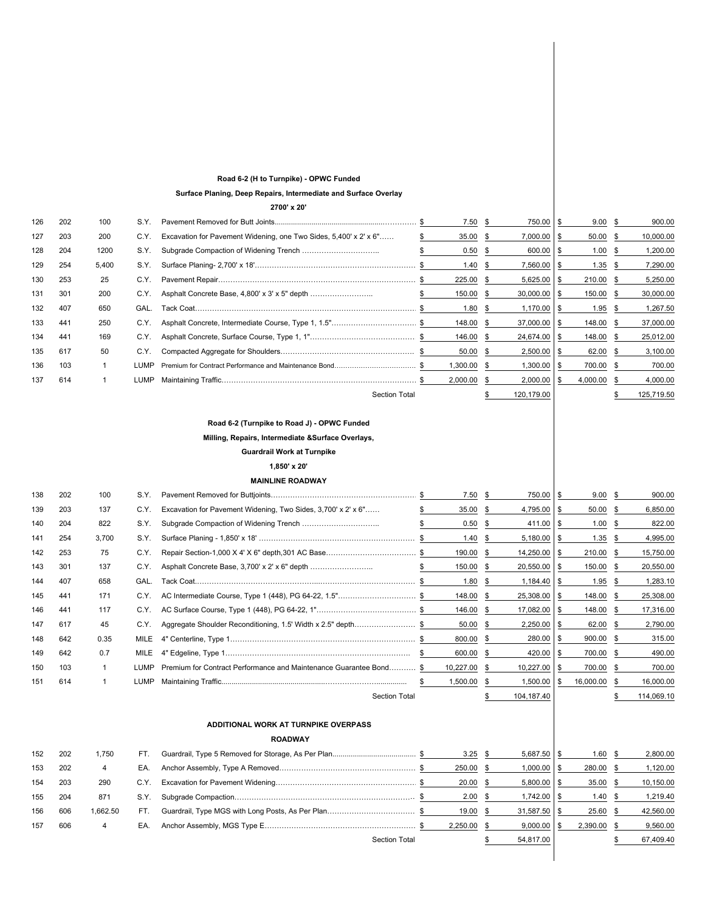**Road 6-2 (H to Turnpike) - OPWC Funded**

**Surface Planing, Deep Repairs, Intermediate and Surface Overlay**

**2700' x 20'**

| | | | | | | | | |
|---|---|---|---|---|---|---|---|---|
| 126 | 202 | 100 | S.Y. | Pavement Removed for Butt Joints | $ 7.50 | $ 750.00 | $ 9.00 | $ 900.00 |
| 127 | 203 | 200 | C.Y. | Excavation for Pavement Widening, one Two Sides, 5,400' x 2' x 6" | $ 35.00 | $ 7,000.00 | $ 50.00 | $ 10,000.00 |
| 128 | 204 | 1200 | S.Y. | Subgrade Compaction of Widening Trench | $ 0.50 | $ 600.00 | $ 1.00 | $ 1,200.00 |
| 129 | 254 | 5,400 | S.Y. | Surface Planing- 2,700' x 18' | $ 1.40 | $ 7,560.00 | $ 1.35 | $ 7,290.00 |
| 130 | 253 | 25 | C.Y. | Pavement Repair | $ 225.00 | $ 5,625.00 | $ 210.00 | $ 5,250.00 |
| 131 | 301 | 200 | C.Y. | Asphalt Concrete Base, 4,800' x 3' x 5" depth | $ 150.00 | $ 30,000.00 | $ 150.00 | $ 30,000.00 |
| 132 | 407 | 650 | GAL. | Tack Coat | $ 1.80 | $ 1,170.00 | $ 1.95 | $ 1,267.50 |
| 133 | 441 | 250 | C.Y. | Asphalt Concrete, Intermediate Course, Type 1, 1.5" | $ 148.00 | $ 37,000.00 | $ 148.00 | $ 37,000.00 |
| 134 | 441 | 169 | C.Y. | Asphalt Concrete, Surface Course, Type 1, 1" | $ 146.00 | $ 24,674.00 | $ 148.00 | $ 25,012.00 |
| 135 | 617 | 50 | C.Y. | Compacted Aggregate for Shoulders | $ 50.00 | $ 2,500.00 | $ 62.00 | $ 3,100.00 |
| 136 | 103 | 1 | LUMP | Premium for Contract Performance and Maintenance Bond | $ 1,300.00 | $ 1,300.00 | $ 700.00 | $ 700.00 |
| 137 | 614 | 1 | LUMP | Maintaining Traffic | $ 2,000.00 | $ 2,000.00 | $ 4,000.00 | $ 4,000.00 |
| | | | | Section Total | | $ 120,179.00 | | $ 125,719.50 |

**Road 6-2 (Turnpike to Road J) - OPWC Funded**

**Milling, Repairs, Intermediate &Surface Overlays,**

**Guardrail Work at Turnpike**

**1,850' x 20'**

**MAINLINE ROADWAY**

| | | | | | | | | |
|---|---|---|---|---|---|---|---|---|
| 138 | 202 | 100 | S.Y. | Pavement Removed for Buttjoints | $ 7.50 | $ 750.00 | $ 9.00 | $ 900.00 |
| 139 | 203 | 137 | C.Y. | Excavation for Pavement Widening, Two Sides, 3,700' x 2' x 6" | $ 35.00 | $ 4,795.00 | $ 50.00 | $ 6,850.00 |
| 140 | 204 | 822 | S.Y. | Subgrade Compaction of Widening Trench | $ 0.50 | $ 411.00 | $ 1.00 | $ 822.00 |
| 141 | 254 | 3,700 | S.Y. | Surface Planing - 1,850' x 18' | $ 1.40 | $ 5,180.00 | $ 1.35 | $ 4,995.00 |
| 142 | 253 | 75 | C.Y. | Repair Section-1,000 X 4' X 6" depth,301 AC Base | $ 190.00 | $ 14,250.00 | $ 210.00 | $ 15,750.00 |
| 143 | 301 | 137 | C.Y. | Asphalt Concrete Base, 3,700' x 2' x 6" depth | $ 150.00 | $ 20,550.00 | $ 150.00 | $ 20,550.00 |
| 144 | 407 | 658 | GAL. | Tack Coat | $ 1.80 | $ 1,184.40 | $ 1.95 | $ 1,283.10 |
| 145 | 441 | 171 | C.Y. | AC Intermediate Course, Type 1 (448), PG 64-22, 1.5" | $ 148.00 | $ 25,308.00 | $ 148.00 | $ 25,308.00 |
| 146 | 441 | 117 | C.Y. | AC Surface Course, Type 1 (448), PG 64-22, 1" | $ 146.00 | $ 17,082.00 | $ 148.00 | $ 17,316.00 |
| 147 | 617 | 45 | C.Y. | Aggregate Shoulder Reconditioning, 1.5' Width x 2.5" depth | $ 50.00 | $ 2,250.00 | $ 62.00 | $ 2,790.00 |
| 148 | 642 | 0.35 | MILE | 4" Centerline, Type 1 | $ 800.00 | $ 280.00 | $ 900.00 | $ 315.00 |
| 149 | 642 | 0.7 | MILE | 4" Edgeline, Type 1 | $ 600.00 | $ 420.00 | $ 700.00 | $ 490.00 |
| 150 | 103 | 1 | LUMP | Premium for Contract Performance and Maintenance Guarantee Bond | $ 10,227.00 | $ 10,227.00 | $ 700.00 | $ 700.00 |
| 151 | 614 | 1 | LUMP | Maintaining Traffic | $ 1,500.00 | $ 1,500.00 | $ 16,000.00 | $ 16,000.00 |
| | | | | Section Total | | $ 104,187.40 | | $ 114,069.10 |

**ADDITIONAL WORK AT TURNPIKE OVERPASS**

**ROADWAY**

| | | | | | | | | |
|---|---|---|---|---|---|---|---|---|
| 152 | 202 | 1,750 | FT. | Guardrail, Type 5 Removed for Storage, As Per Plan | $ 3.25 | $ 5,687.50 | $ 1.60 | $ 2,800.00 |
| 153 | 202 | 4 | EA. | Anchor Assembly, Type A Removed | $ 250.00 | $ 1,000.00 | $ 280.00 | $ 1,120.00 |
| 154 | 203 | 290 | C.Y. | Excavation for Pavement Widening | $ 20.00 | $ 5,800.00 | $ 35.00 | $ 10,150.00 |
| 155 | 204 | 871 | S.Y. | Subgrade Compaction | $ 2.00 | $ 1,742.00 | $ 1.40 | $ 1,219.40 |
| 156 | 606 | 1,662.50 | FT. | Guardrail, Type MGS with Long Posts, As Per Plan | $ 19.00 | $ 31,587.50 | $ 25.60 | $ 42,560.00 |
| 157 | 606 | 4 | EA. | Anchor Assembly, MGS Type E | $ 2,250.00 | $ 9,000.00 | $ 2,390.00 | $ 9,560.00 |
| | | | | Section Total | | $ 54,817.00 | | $ 67,409.40 |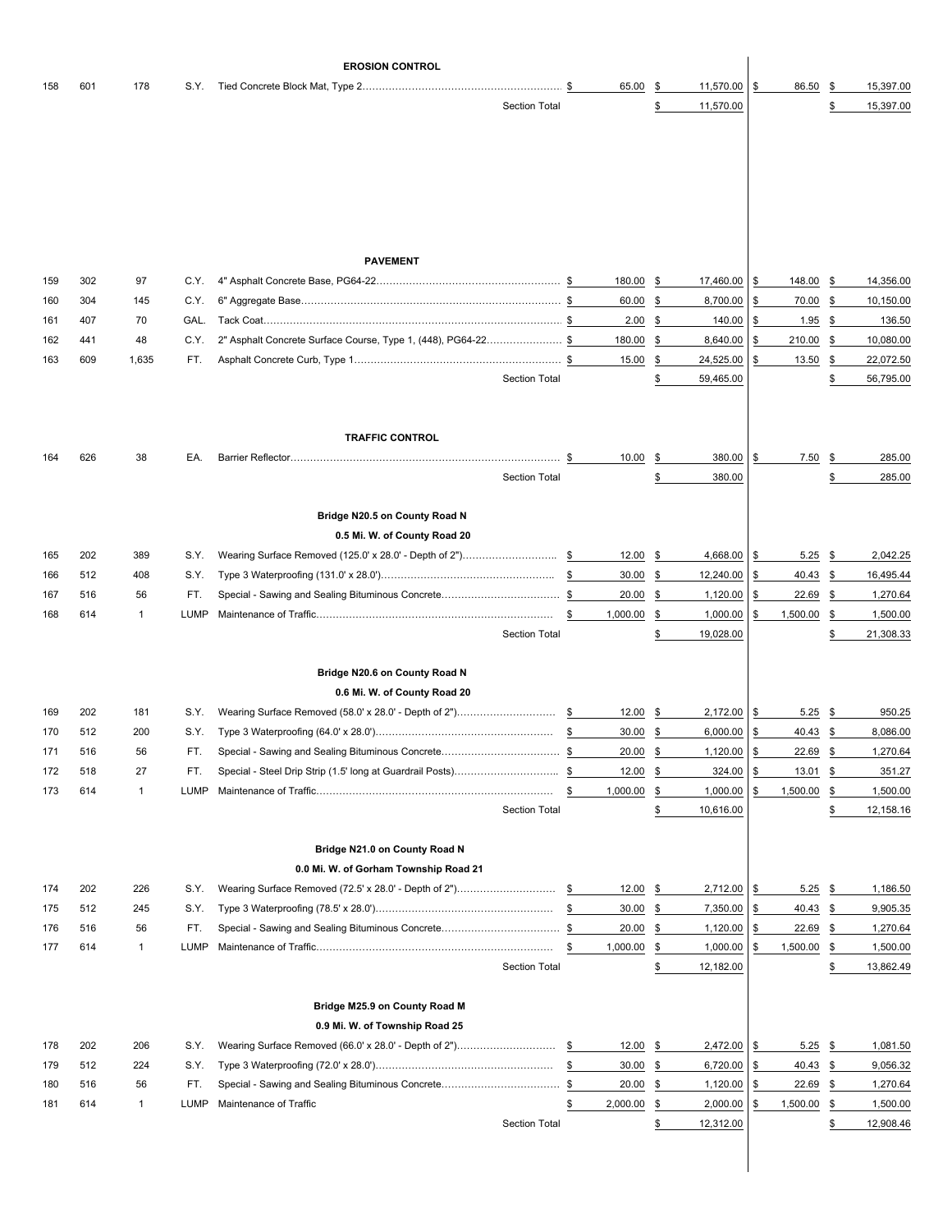| Item | Ref. | Qty | Unit | Description | Unit Price | Total | Unit Price | Total |
|---|---|---|---|---|---|---|---|---|
| | | | | **EROSION CONTROL** | | | | |
| 158 | 601 | 178 | S.Y. | Tied Concrete Block Mat, Type 2 | $ 65.00 | $ 11,570.00 | $ 86.50 | $ 15,397.00 |
| | | | | Section Total | | $ 11,570.00 | | $ 15,397.00 |
| | | | | **PAVEMENT** | | | | |
| 159 | 302 | 97 | C.Y. | 4" Asphalt Concrete Base, PG64-22 | $ 180.00 | $ 17,460.00 | $ 148.00 | $ 14,356.00 |
| 160 | 304 | 145 | C.Y. | 6" Aggregate Base | $ 60.00 | $ 8,700.00 | $ 70.00 | $ 10,150.00 |
| 161 | 407 | 70 | GAL. | Tack Coat | $ 2.00 | $ 140.00 | $ 1.95 | $ 136.50 |
| 162 | 441 | 48 | C.Y. | 2" Asphalt Concrete Surface Course, Type 1, (448), PG64-22 | $ 180.00 | $ 8,640.00 | $ 210.00 | $ 10,080.00 |
| 163 | 609 | 1,635 | FT. | Asphalt Concrete Curb, Type 1 | $ 15.00 | $ 24,525.00 | $ 13.50 | $ 22,072.50 |
| | | | | Section Total | | $ 59,465.00 | | $ 56,795.00 |
| | | | | **TRAFFIC CONTROL** | | | | |
| 164 | 626 | 38 | EA. | Barrier Reflector | $ 10.00 | $ 380.00 | $ 7.50 | $ 285.00 |
| | | | | Section Total | | $ 380.00 | | $ 285.00 |
| | | | | **Bridge N20.5 on County Road N** | | | | |
| | | | | **0.5 Mi. W. of County Road 20** | | | | |
| 165 | 202 | 389 | S.Y. | Wearing Surface Removed (125.0' x 28.0' - Depth of 2") | $ 12.00 | $ 4,668.00 | $ 5.25 | $ 2,042.25 |
| 166 | 512 | 408 | S.Y. | Type 3 Waterproofing (131.0' x 28.0') | $ 30.00 | $ 12,240.00 | $ 40.43 | $ 16,495.44 |
| 167 | 516 | 56 | FT. | Special - Sawing and Sealing Bituminous Concrete | $ 20.00 | $ 1,120.00 | $ 22.69 | $ 1,270.64 |
| 168 | 614 | 1 | LUMP | Maintenance of Traffic | $ 1,000.00 | $ 1,000.00 | $ 1,500.00 | $ 1,500.00 |
| | | | | Section Total | | $ 19,028.00 | | $ 21,308.33 |
| | | | | **Bridge N20.6 on County Road N** | | | | |
| | | | | **0.6 Mi. W. of County Road 20** | | | | |
| 169 | 202 | 181 | S.Y. | Wearing Surface Removed (58.0' x 28.0' - Depth of 2") | $ 12.00 | $ 2,172.00 | $ 5.25 | $ 950.25 |
| 170 | 512 | 200 | S.Y. | Type 3 Waterproofing (64.0' x 28.0') | $ 30.00 | $ 6,000.00 | $ 40.43 | $ 8,086.00 |
| 171 | 516 | 56 | FT. | Special - Sawing and Sealing Bituminous Concrete | $ 20.00 | $ 1,120.00 | $ 22.69 | $ 1,270.64 |
| 172 | 518 | 27 | FT. | Special - Steel Drip Strip (1.5' long at Guardrail Posts) | $ 12.00 | $ 324.00 | $ 13.01 | $ 351.27 |
| 173 | 614 | 1 | LUMP | Maintenance of Traffic | $ 1,000.00 | $ 1,000.00 | $ 1,500.00 | $ 1,500.00 |
| | | | | Section Total | | $ 10,616.00 | | $ 12,158.16 |
| | | | | **Bridge N21.0 on County Road N** | | | | |
| | | | | **0.0 Mi. W. of Gorham Township Road 21** | | | | |
| 174 | 202 | 226 | S.Y. | Wearing Surface Removed (72.5' x 28.0' - Depth of 2") | $ 12.00 | $ 2,712.00 | $ 5.25 | $ 1,186.50 |
| 175 | 512 | 245 | S.Y. | Type 3 Waterproofing (78.5' x 28.0') | $ 30.00 | $ 7,350.00 | $ 40.43 | $ 9,905.35 |
| 176 | 516 | 56 | FT. | Special - Sawing and Sealing Bituminous Concrete | $ 20.00 | $ 1,120.00 | $ 22.69 | $ 1,270.64 |
| 177 | 614 | 1 | LUMP | Maintenance of Traffic | $ 1,000.00 | $ 1,000.00 | $ 1,500.00 | $ 1,500.00 |
| | | | | Section Total | | $ 12,182.00 | | $ 13,862.49 |
| | | | | **Bridge M25.9 on County Road M** | | | | |
| | | | | **0.9 Mi. W. of Township Road 25** | | | | |
| 178 | 202 | 206 | S.Y. | Wearing Surface Removed (66.0' x 28.0' - Depth of 2") | $ 12.00 | $ 2,472.00 | $ 5.25 | $ 1,081.50 |
| 179 | 512 | 224 | S.Y. | Type 3 Waterproofing (72.0' x 28.0') | $ 30.00 | $ 6,720.00 | $ 40.43 | $ 9,056.32 |
| 180 | 516 | 56 | FT. | Special - Sawing and Sealing Bituminous Concrete | $ 20.00 | $ 1,120.00 | $ 22.69 | $ 1,270.64 |
| 181 | 614 | 1 | LUMP | Maintenance of Traffic | $ 2,000.00 | $ 2,000.00 | $ 1,500.00 | $ 1,500.00 |
| | | | | Section Total | | $ 12,312.00 | | $ 12,908.46 |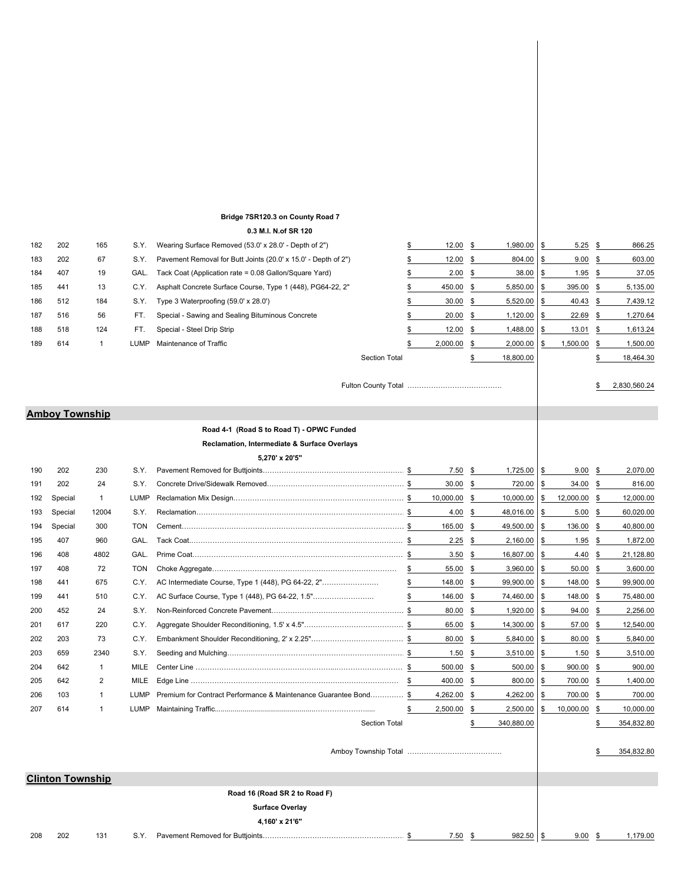**Bridge 7SR120.3 on County Road 7**

**0.3 M.I. N.of SR 120**

| | | | | | | | | |
|---|---|---|---|---|---|---|---|---|
| 182 | 202 | 165 | S.Y. | Wearing Surface Removed (53.0' x 28.0' - Depth of 2") | $ 12.00 | $ 1,980.00 | $ 5.25 | $ 866.25 |
| 183 | 202 | 67 | S.Y. | Pavement Removal for Butt Joints (20.0' x 15.0' - Depth of 2") | $ 12.00 | $ 804.00 | $ 9.00 | $ 603.00 |
| 184 | 407 | 19 | GAL. | Tack Coat (Application rate = 0.08 Gallon/Square Yard) | $ 2.00 | $ 38.00 | $ 1.95 | $ 37.05 |
| 185 | 441 | 13 | C.Y. | Asphalt Concrete Surface Course, Type 1 (448), PG64-22, 2" | $ 450.00 | $ 5,850.00 | $ 395.00 | $ 5,135.00 |
| 186 | 512 | 184 | S.Y. | Type 3 Waterproofing (59.0' x 28.0') | $ 30.00 | $ 5,520.00 | $ 40.43 | $ 7,439.12 |
| 187 | 516 | 56 | FT. | Special - Sawing and Sealing Bituminous Concrete | $ 20.00 | $ 1,120.00 | $ 22.69 | $ 1,270.64 |
| 188 | 518 | 124 | FT. | Special - Steel Drip Strip | $ 12.00 | $ 1,488.00 | $ 13.01 | $ 1,613.24 |
| 189 | 614 | 1 | LUMP | Maintenance of Traffic | $ 2,000.00 | $ 2,000.00 | $ 1,500.00 | $ 1,500.00 |
| | | | | Section Total | | $ 18,800.00 | | $ 18,464.30 |

Fulton County Total ………………………………… $ 2,830,560.24

## Amboy Township

**Road 4-1 (Road S to Road T) - OPWC Funded**

**Reclamation, Intermediate & Surface Overlays**

**5,270' x 20'5"**

| | | | | | | | | |
|---|---|---|---|---|---|---|---|---|
| 190 | 202 | 230 | S.Y. | Pavement Removed for Buttjoints…… | $ 7.50 | $ 1,725.00 | $ 9.00 | $ 2,070.00 |
| 191 | 202 | 24 | S.Y. | Concrete Drive/Sidewalk Removed…… | $ 30.00 | $ 720.00 | $ 34.00 | $ 816.00 |
| 192 | Special | 1 | LUMP | Reclamation Mix Design…… | $ 10,000.00 | $ 10,000.00 | $ 12,000.00 | $ 12,000.00 |
| 193 | Special | 12004 | S.Y. | Reclamation…… | $ 4.00 | $ 48,016.00 | $ 5.00 | $ 60,020.00 |
| 194 | Special | 300 | TON | Cement…… | $ 165.00 | $ 49,500.00 | $ 136.00 | $ 40,800.00 |
| 195 | 407 | 960 | GAL. | Tack Coat…… | $ 2.25 | $ 2,160.00 | $ 1.95 | $ 1,872.00 |
| 196 | 408 | 4802 | GAL. | Prime Coat…… | $ 3.50 | $ 16,807.00 | $ 4.40 | $ 21,128.80 |
| 197 | 408 | 72 | TON | Choke Aggregate…… | $ 55.00 | $ 3,960.00 | $ 50.00 | $ 3,600.00 |
| 198 | 441 | 675 | C.Y. | AC Intermediate Course, Type 1 (448), PG 64-22, 2"…… | $ 148.00 | $ 99,900.00 | $ 148.00 | $ 99,900.00 |
| 199 | 441 | 510 | C.Y. | AC Surface Course, Type 1 (448), PG 64-22, 1.5"…… | $ 146.00 | $ 74,460.00 | $ 148.00 | $ 75,480.00 |
| 200 | 452 | 24 | S.Y. | Non-Reinforced Concrete Pavement…… | $ 80.00 | $ 1,920.00 | $ 94.00 | $ 2,256.00 |
| 201 | 617 | 220 | C.Y. | Aggregate Shoulder Reconditioning, 1.5' x 4.5"…… | $ 65.00 | $ 14,300.00 | $ 57.00 | $ 12,540.00 |
| 202 | 203 | 73 | C.Y. | Embankment Shoulder Reconditioning, 2' x 2.25"…… | $ 80.00 | $ 5,840.00 | $ 80.00 | $ 5,840.00 |
| 203 | 659 | 2340 | S.Y. | Seeding and Mulching…… | $ 1.50 | $ 3,510.00 | $ 1.50 | $ 3,510.00 |
| 204 | 642 | 1 | MILE | Center Line…… | $ 500.00 | $ 500.00 | $ 900.00 | $ 900.00 |
| 205 | 642 | 2 | MILE | Edge Line…… | $ 400.00 | $ 800.00 | $ 700.00 | $ 1,400.00 |
| 206 | 103 | 1 | LUMP | Premium for Contract Performance & Maintenance Guarantee Bond…… | $ 4,262.00 | $ 4,262.00 | $ 700.00 | $ 700.00 |
| 207 | 614 | 1 | LUMP | Maintaining Traffic…… | $ 2,500.00 | $ 2,500.00 | $ 10,000.00 | $ 10,000.00 |
| | | | | Section Total | | $ 340,880.00 | | $ 354,832.80 |

Amboy Township Total ………………………………… $ 354,832.80

## Clinton Township

**Road 16 (Road SR 2 to Road F)**

**Surface Overlay**

**4,160' x 21'6"**

| | | | | | | | | |
|---|---|---|---|---|---|---|---|---|
| 208 | 202 | 131 | S.Y. | Pavement Removed for Buttjoints…… | $ 7.50 | $ 982.50 | $ 9.00 | $ 1,179.00 |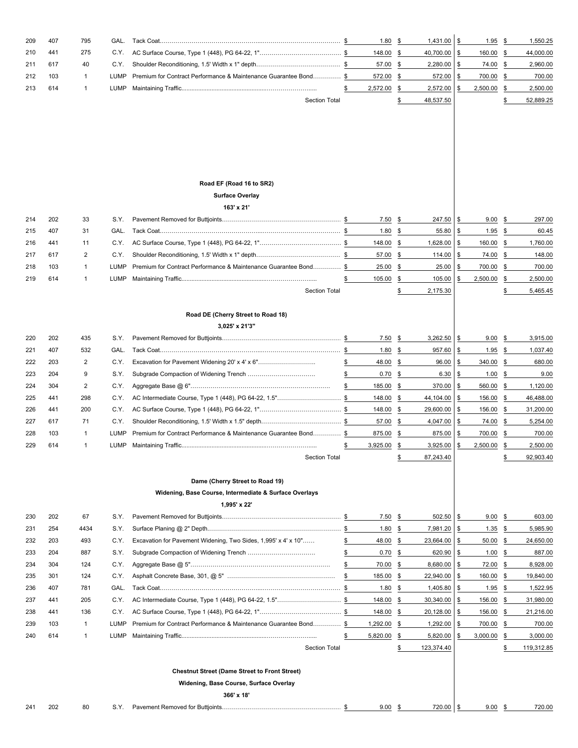| | | | | | | | | |
|---|---|---|---|---|---|---|---|---|
| 209 | 407 | 795 | GAL. | Tack Coat | $ 1.80 | $ 1,431.00 | $ 1.95 | $ 1,550.25 |
| 210 | 441 | 275 | C.Y. | AC Surface Course, Type 1 (448), PG 64-22, 1" | $ 148.00 | $ 40,700.00 | $ 160.00 | $ 44,000.00 |
| 211 | 617 | 40 | C.Y. | Shoulder Reconditioning, 1.5' Width x 1" depth | $ 57.00 | $ 2,280.00 | $ 74.00 | $ 2,960.00 |
| 212 | 103 | 1 | LUMP | Premium for Contract Performance & Maintenance Guarantee Bond | $ 572.00 | $ 572.00 | $ 700.00 | $ 700.00 |
| 213 | 614 | 1 | LUMP | Maintaining Traffic | $ 2,572.00 | $ 2,572.00 | $ 2,500.00 | $ 2,500.00 |
| | | | | Section Total | | $ 48,537.50 | | $ 52,889.25 |

**Road EF (Road 16 to SR2)**

**Surface Overlay**

**163' x 21'**

| | | | | | | | | |
|---|---|---|---|---|---|---|---|---|
| 214 | 202 | 33 | S.Y. | Pavement Removed for Buttjoints | $ 7.50 | $ 247.50 | $ 9.00 | $ 297.00 |
| 215 | 407 | 31 | GAL. | Tack Coat | $ 1.80 | $ 55.80 | $ 1.95 | $ 60.45 |
| 216 | 441 | 11 | C.Y. | AC Surface Course, Type 1 (448), PG 64-22, 1" | $ 148.00 | $ 1,628.00 | $ 160.00 | $ 1,760.00 |
| 217 | 617 | 2 | C.Y. | Shoulder Reconditioning, 1.5' Width x 1" depth | $ 57.00 | $ 114.00 | $ 74.00 | $ 148.00 |
| 218 | 103 | 1 | LUMP | Premium for Contract Performance & Maintenance Guarantee Bond | $ 25.00 | $ 25.00 | $ 700.00 | $ 700.00 |
| 219 | 614 | 1 | LUMP | Maintaining Traffic | $ 105.00 | $ 105.00 | $ 2,500.00 | $ 2,500.00 |
| | | | | Section Total | | $ 2,175.30 | | $ 5,465.45 |

**Road DE (Cherry Street to Road 18)**

**3,025' x 21'3"**

| | | | | | | | | |
|---|---|---|---|---|---|---|---|---|
| 220 | 202 | 435 | S.Y. | Pavement Removed for Buttjoints | $ 7.50 | $ 3,262.50 | $ 9.00 | $ 3,915.00 |
| 221 | 407 | 532 | GAL. | Tack Coat | $ 1.80 | $ 957.60 | $ 1.95 | $ 1,037.40 |
| 222 | 203 | 2 | C.Y. | Excavation for Pavement Widening 20' x 4' x 6" | $ 48.00 | $ 96.00 | $ 340.00 | $ 680.00 |
| 223 | 204 | 9 | S.Y. | Subgrade Compaction of Widening Trench | $ 0.70 | $ 6.30 | $ 1.00 | $ 9.00 |
| 224 | 304 | 2 | C.Y. | Aggregate Base @ 6" | $ 185.00 | $ 370.00 | $ 560.00 | $ 1,120.00 |
| 225 | 441 | 298 | C.Y. | AC Intermediate Course, Type 1 (448), PG 64-22, 1.5" | $ 148.00 | $ 44,104.00 | $ 156.00 | $ 46,488.00 |
| 226 | 441 | 200 | C.Y. | AC Surface Course, Type 1 (448), PG 64-22, 1" | $ 148.00 | $ 29,600.00 | $ 156.00 | $ 31,200.00 |
| 227 | 617 | 71 | C.Y. | Shoulder Reconditioning, 1.5' Width x 1.5" depth | $ 57.00 | $ 4,047.00 | $ 74.00 | $ 5,254.00 |
| 228 | 103 | 1 | LUMP | Premium for Contract Performance & Maintenance Guarantee Bond | $ 875.00 | $ 875.00 | $ 700.00 | $ 700.00 |
| 229 | 614 | 1 | LUMP | Maintaining Traffic | $ 3,925.00 | $ 3,925.00 | $ 2,500.00 | $ 2,500.00 |
| | | | | Section Total | | $ 87,243.40 | | $ 92,903.40 |

**Dame (Cherry Street to Road 19)**

**Widening, Base Course, Intermediate & Surface Overlays**

**1,995' x 22'**

| | | | | | | | | |
|---|---|---|---|---|---|---|---|---|
| 230 | 202 | 67 | S.Y. | Pavement Removed for Buttjoints | $ 7.50 | $ 502.50 | $ 9.00 | $ 603.00 |
| 231 | 254 | 4434 | S.Y. | Surface Planing @ 2" Depth | $ 1.80 | $ 7,981.20 | $ 1.35 | $ 5,985.90 |
| 232 | 203 | 493 | C.Y. | Excavation for Pavement Widening, Two Sides, 1,995' x 4' x 10" | $ 48.00 | $ 23,664.00 | $ 50.00 | $ 24,650.00 |
| 233 | 204 | 887 | S.Y. | Subgrade Compaction of Widening Trench | $ 0.70 | $ 620.90 | $ 1.00 | $ 887.00 |
| 234 | 304 | 124 | C.Y. | Aggregate Base @ 5" | $ 70.00 | $ 8,680.00 | $ 72.00 | $ 8,928.00 |
| 235 | 301 | 124 | C.Y. | Asphalt Concrete Base, 301, @ 5" | $ 185.00 | $ 22,940.00 | $ 160.00 | $ 19,840.00 |
| 236 | 407 | 781 | GAL. | Tack Coat | $ 1.80 | $ 1,405.80 | $ 1.95 | $ 1,522.95 |
| 237 | 441 | 205 | C.Y. | AC Intermediate Course, Type 1 (448), PG 64-22, 1.5" | $ 148.00 | $ 30,340.00 | $ 156.00 | $ 31,980.00 |
| 238 | 441 | 136 | C.Y. | AC Surface Course, Type 1 (448), PG 64-22, 1" | $ 148.00 | $ 20,128.00 | $ 156.00 | $ 21,216.00 |
| 239 | 103 | 1 | LUMP | Premium for Contract Performance & Maintenance Guarantee Bond | $ 1,292.00 | $ 1,292.00 | $ 700.00 | $ 700.00 |
| 240 | 614 | 1 | LUMP | Maintaining Traffic | $ 5,820.00 | $ 5,820.00 | $ 3,000.00 | $ 3,000.00 |
| | | | | Section Total | | $ 123,374.40 | | $ 119,312.85 |

**Chestnut Street (Dame Street to Front Street)**

**Widening, Base Course, Surface Overlay**

**366' x 18'**

| | | | | | | | | |
|---|---|---|---|---|---|---|---|---|
| 241 | 202 | 80 | S.Y. | Pavement Removed for Buttjoints | $ 9.00 | $ 720.00 | $ 9.00 | $ 720.00 |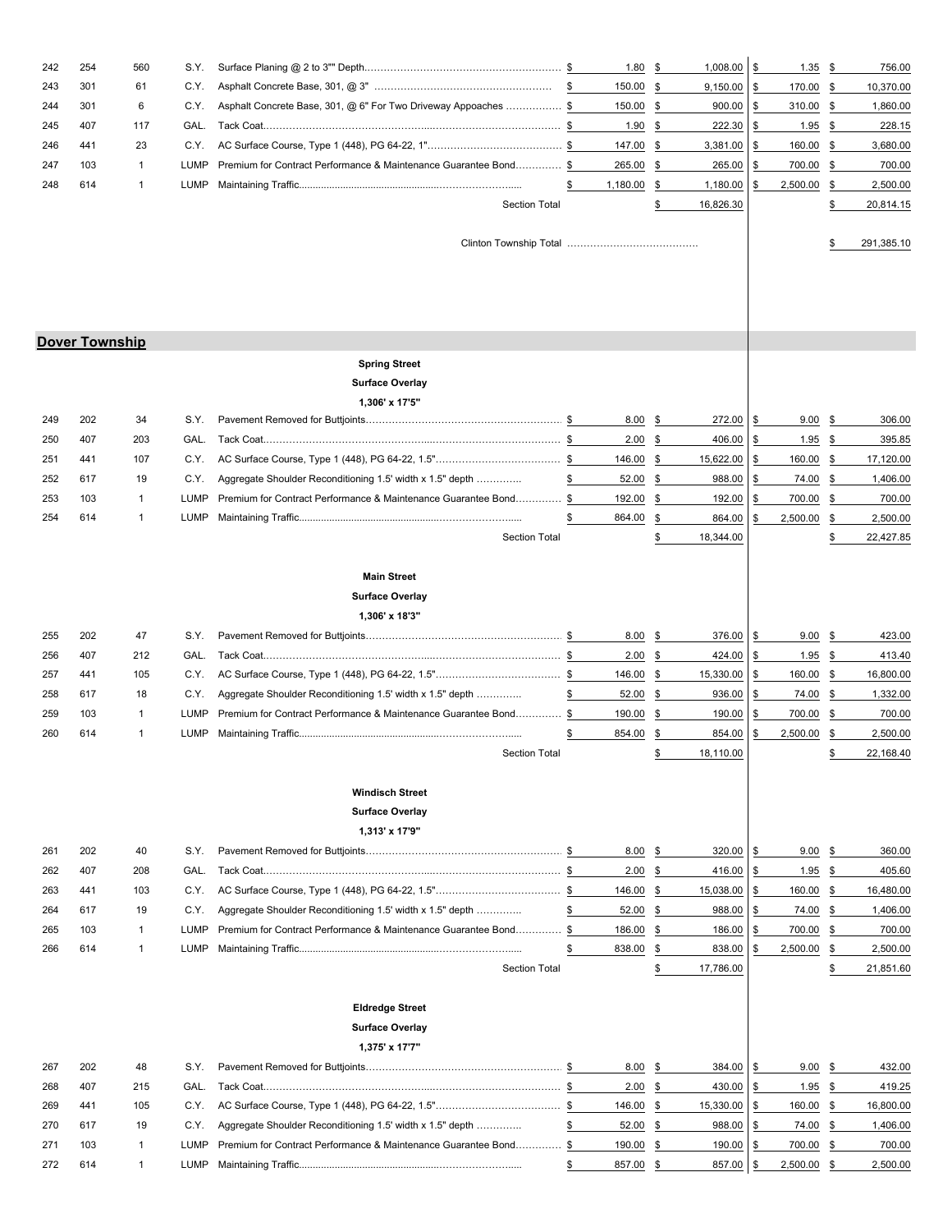| 242 | 254 | 560 | S.Y. | Surface Planing @ 2 to 3"" Depth | $ 1.80 | $ 1,008.00 | $ 1.35 | $ 756.00 |
|---|---|---|---|---|---|---|---|---|
| 243 | 301 | 61 | C.Y. | Asphalt Concrete Base, 301, @ 3" | $ 150.00 | $ 9,150.00 | $ 170.00 | $ 10,370.00 |
| 244 | 301 | 6 | C.Y. | Asphalt Concrete Base, 301, @ 6" For Two Driveway Appoaches | $ 150.00 | $ 900.00 | $ 310.00 | $ 1,860.00 |
| 245 | 407 | 117 | GAL. | Tack Coat | $ 1.90 | $ 222.30 | $ 1.95 | $ 228.15 |
| 246 | 441 | 23 | C.Y. | AC Surface Course, Type 1 (448), PG 64-22, 1" | $ 147.00 | $ 3,381.00 | $ 160.00 | $ 3,680.00 |
| 247 | 103 | 1 | LUMP | Premium for Contract Performance & Maintenance Guarantee Bond | $ 265.00 | $ 265.00 | $ 700.00 | $ 700.00 |
| 248 | 614 | 1 | LUMP | Maintaining Traffic | $ 1,180.00 | $ 1,180.00 | $ 2,500.00 | $ 2,500.00 |
| | | | | Section Total | | $ 16,826.30 | | $ 20,814.15 |

Clinton Township Total ........................................ $ 291,385.10

## Dover Township

**Spring Street**
**Surface Overlay**
**1,306' x 17'5"**

| 249 | 202 | 34 | S.Y. | Pavement Removed for Buttjoints | $ 8.00 | $ 272.00 | $ 9.00 | $ 306.00 |
|---|---|---|---|---|---|---|---|---|
| 250 | 407 | 203 | GAL. | Tack Coat | $ 2.00 | $ 406.00 | $ 1.95 | $ 395.85 |
| 251 | 441 | 107 | C.Y. | AC Surface Course, Type 1 (448), PG 64-22, 1.5" | $ 146.00 | $ 15,622.00 | $ 160.00 | $ 17,120.00 |
| 252 | 617 | 19 | C.Y. | Aggregate Shoulder Reconditioning 1.5' width x 1.5" depth | $ 52.00 | $ 988.00 | $ 74.00 | $ 1,406.00 |
| 253 | 103 | 1 | LUMP | Premium for Contract Performance & Maintenance Guarantee Bond | $ 192.00 | $ 192.00 | $ 700.00 | $ 700.00 |
| 254 | 614 | 1 | LUMP | Maintaining Traffic | $ 864.00 | $ 864.00 | $ 2,500.00 | $ 2,500.00 |
| | | | | Section Total | | $ 18,344.00 | | $ 22,427.85 |

**Main Street**
**Surface Overlay**
**1,306' x 18'3"**

| 255 | 202 | 47 | S.Y. | Pavement Removed for Buttjoints | $ 8.00 | $ 376.00 | $ 9.00 | $ 423.00 |
|---|---|---|---|---|---|---|---|---|
| 256 | 407 | 212 | GAL. | Tack Coat | $ 2.00 | $ 424.00 | $ 1.95 | $ 413.40 |
| 257 | 441 | 105 | C.Y. | AC Surface Course, Type 1 (448), PG 64-22, 1.5" | $ 146.00 | $ 15,330.00 | $ 160.00 | $ 16,800.00 |
| 258 | 617 | 18 | C.Y. | Aggregate Shoulder Reconditioning 1.5' width x 1.5" depth | $ 52.00 | $ 936.00 | $ 74.00 | $ 1,332.00 |
| 259 | 103 | 1 | LUMP | Premium for Contract Performance & Maintenance Guarantee Bond | $ 190.00 | $ 190.00 | $ 700.00 | $ 700.00 |
| 260 | 614 | 1 | LUMP | Maintaining Traffic | $ 854.00 | $ 854.00 | $ 2,500.00 | $ 2,500.00 |
| | | | | Section Total | | $ 18,110.00 | | $ 22,168.40 |

**Windisch Street**
**Surface Overlay**
**1,313' x 17'9"**

| 261 | 202 | 40 | S.Y. | Pavement Removed for Buttjoints | $ 8.00 | $ 320.00 | $ 9.00 | $ 360.00 |
|---|---|---|---|---|---|---|---|---|
| 262 | 407 | 208 | GAL. | Tack Coat | $ 2.00 | $ 416.00 | $ 1.95 | $ 405.60 |
| 263 | 441 | 103 | C.Y. | AC Surface Course, Type 1 (448), PG 64-22, 1.5" | $ 146.00 | $ 15,038.00 | $ 160.00 | $ 16,480.00 |
| 264 | 617 | 19 | C.Y. | Aggregate Shoulder Reconditioning 1.5' width x 1.5" depth | $ 52.00 | $ 988.00 | $ 74.00 | $ 1,406.00 |
| 265 | 103 | 1 | LUMP | Premium for Contract Performance & Maintenance Guarantee Bond | $ 186.00 | $ 186.00 | $ 700.00 | $ 700.00 |
| 266 | 614 | 1 | LUMP | Maintaining Traffic | $ 838.00 | $ 838.00 | $ 2,500.00 | $ 2,500.00 |
| | | | | Section Total | | $ 17,786.00 | | $ 21,851.60 |

**Eldredge Street**
**Surface Overlay**
**1,375' x 17'7"**

| 267 | 202 | 48 | S.Y. | Pavement Removed for Buttjoints | $ 8.00 | $ 384.00 | $ 9.00 | $ 432.00 |
|---|---|---|---|---|---|---|---|---|
| 268 | 407 | 215 | GAL. | Tack Coat | $ 2.00 | $ 430.00 | $ 1.95 | $ 419.25 |
| 269 | 441 | 105 | C.Y. | AC Surface Course, Type 1 (448), PG 64-22, 1.5" | $ 146.00 | $ 15,330.00 | $ 160.00 | $ 16,800.00 |
| 270 | 617 | 19 | C.Y. | Aggregate Shoulder Reconditioning 1.5' width x 1.5" depth | $ 52.00 | $ 988.00 | $ 74.00 | $ 1,406.00 |
| 271 | 103 | 1 | LUMP | Premium for Contract Performance & Maintenance Guarantee Bond | $ 190.00 | $ 190.00 | $ 700.00 | $ 700.00 |
| 272 | 614 | 1 | LUMP | Maintaining Traffic | $ 857.00 | $ 857.00 | $ 2,500.00 | $ 2,500.00 |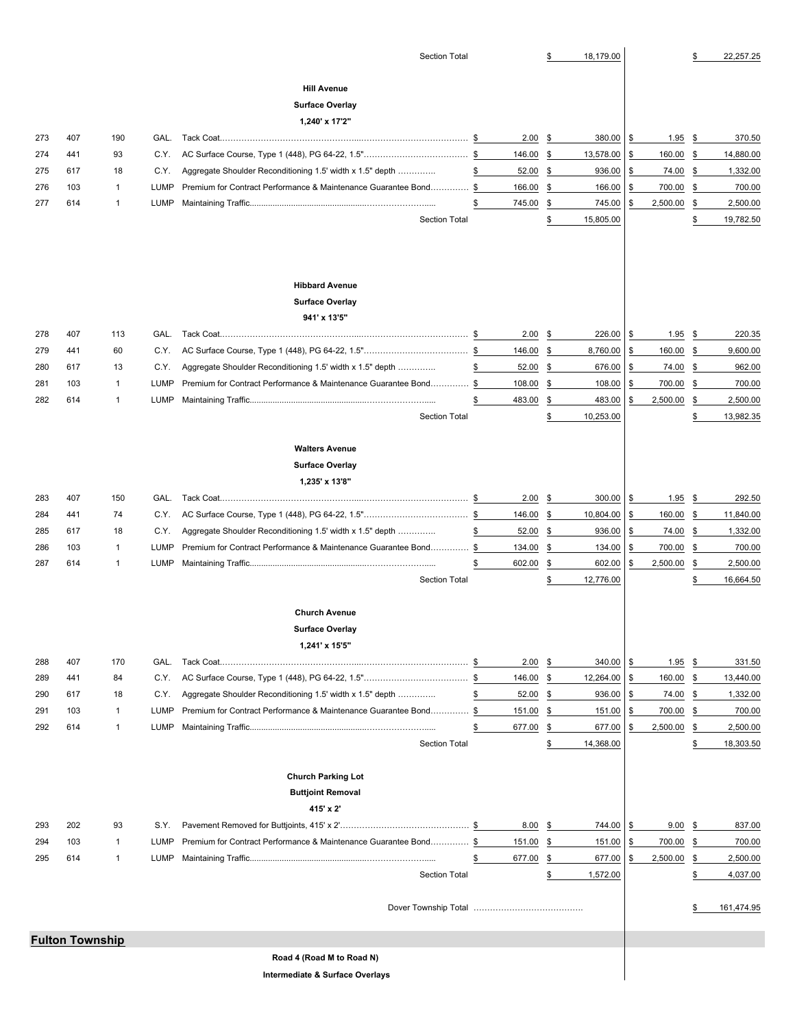| | | | | | | | | |
|---|---|---|---|---|---|---|---|---|
| | | | | Section Total | | $ 18,179.00 | | $ 22,257.25 |
| | | | | **Hill Avenue** | | | | |
| | | | | **Surface Overlay** | | | | |
| | | | | **1,240' x 17'2"** | | | | |
| 273 | 407 | 190 | GAL. | Tack Coat | $ 2.00 | $ 380.00 | $ 1.95 | $ 370.50 |
| 274 | 441 | 93 | C.Y. | AC Surface Course, Type 1 (448), PG 64-22, 1.5" | $ 146.00 | $ 13,578.00 | $ 160.00 | $ 14,880.00 |
| 275 | 617 | 18 | C.Y. | Aggregate Shoulder Reconditioning 1.5' width x 1.5" depth | $ 52.00 | $ 936.00 | $ 74.00 | $ 1,332.00 |
| 276 | 103 | 1 | LUMP | Premium for Contract Performance & Maintenance Guarantee Bond | $ 166.00 | $ 166.00 | $ 700.00 | $ 700.00 |
| 277 | 614 | 1 | LUMP | Maintaining Traffic | $ 745.00 | $ 745.00 | $ 2,500.00 | $ 2,500.00 |
| | | | | Section Total | | $ 15,805.00 | | $ 19,782.50 |
| | | | | **Hibbard Avenue** | | | | |
| | | | | **Surface Overlay** | | | | |
| | | | | **941' x 13'5"** | | | | |
| 278 | 407 | 113 | GAL. | Tack Coat | $ 2.00 | $ 226.00 | $ 1.95 | $ 220.35 |
| 279 | 441 | 60 | C.Y. | AC Surface Course, Type 1 (448), PG 64-22, 1.5" | $ 146.00 | $ 8,760.00 | $ 160.00 | $ 9,600.00 |
| 280 | 617 | 13 | C.Y. | Aggregate Shoulder Reconditioning 1.5' width x 1.5" depth | $ 52.00 | $ 676.00 | $ 74.00 | $ 962.00 |
| 281 | 103 | 1 | LUMP | Premium for Contract Performance & Maintenance Guarantee Bond | $ 108.00 | $ 108.00 | $ 700.00 | $ 700.00 |
| 282 | 614 | 1 | LUMP | Maintaining Traffic | $ 483.00 | $ 483.00 | $ 2,500.00 | $ 2,500.00 |
| | | | | Section Total | | $ 10,253.00 | | $ 13,982.35 |
| | | | | **Walters Avenue** | | | | |
| | | | | **Surface Overlay** | | | | |
| | | | | **1,235' x 13'8"** | | | | |
| 283 | 407 | 150 | GAL. | Tack Coat | $ 2.00 | $ 300.00 | $ 1.95 | $ 292.50 |
| 284 | 441 | 74 | C.Y. | AC Surface Course, Type 1 (448), PG 64-22, 1.5" | $ 146.00 | $ 10,804.00 | $ 160.00 | $ 11,840.00 |
| 285 | 617 | 18 | C.Y. | Aggregate Shoulder Reconditioning 1.5' width x 1.5" depth | $ 52.00 | $ 936.00 | $ 74.00 | $ 1,332.00 |
| 286 | 103 | 1 | LUMP | Premium for Contract Performance & Maintenance Guarantee Bond | $ 134.00 | $ 134.00 | $ 700.00 | $ 700.00 |
| 287 | 614 | 1 | LUMP | Maintaining Traffic | $ 602.00 | $ 602.00 | $ 2,500.00 | $ 2,500.00 |
| | | | | Section Total | | $ 12,776.00 | | $ 16,664.50 |
| | | | | **Church Avenue** | | | | |
| | | | | **Surface Overlay** | | | | |
| | | | | **1,241' x 15'5"** | | | | |
| 288 | 407 | 170 | GAL. | Tack Coat | $ 2.00 | $ 340.00 | $ 1.95 | $ 331.50 |
| 289 | 441 | 84 | C.Y. | AC Surface Course, Type 1 (448), PG 64-22, 1.5" | $ 146.00 | $ 12,264.00 | $ 160.00 | $ 13,440.00 |
| 290 | 617 | 18 | C.Y. | Aggregate Shoulder Reconditioning 1.5' width x 1.5" depth | $ 52.00 | $ 936.00 | $ 74.00 | $ 1,332.00 |
| 291 | 103 | 1 | LUMP | Premium for Contract Performance & Maintenance Guarantee Bond | $ 151.00 | $ 151.00 | $ 700.00 | $ 700.00 |
| 292 | 614 | 1 | LUMP | Maintaining Traffic | $ 677.00 | $ 677.00 | $ 2,500.00 | $ 2,500.00 |
| | | | | Section Total | | $ 14,368.00 | | $ 18,303.50 |
| | | | | **Church Parking Lot** | | | | |
| | | | | **Buttjoint Removal** | | | | |
| | | | | **415' x 2'** | | | | |
| 293 | 202 | 93 | S.Y. | Pavement Removed for Buttjoints, 415' x 2' | $ 8.00 | $ 744.00 | $ 9.00 | $ 837.00 |
| 294 | 103 | 1 | LUMP | Premium for Contract Performance & Maintenance Guarantee Bond | $ 151.00 | $ 151.00 | $ 700.00 | $ 700.00 |
| 295 | 614 | 1 | LUMP | Maintaining Traffic | $ 677.00 | $ 677.00 | $ 2,500.00 | $ 2,500.00 |
| | | | | Section Total | | $ 1,572.00 | | $ 4,037.00 |
| | | | | Dover Township Total | | | | $ 161,474.95 |

## Fulton Township

**Road 4 (Road M to Road N)**

**Intermediate & Surface Overlays**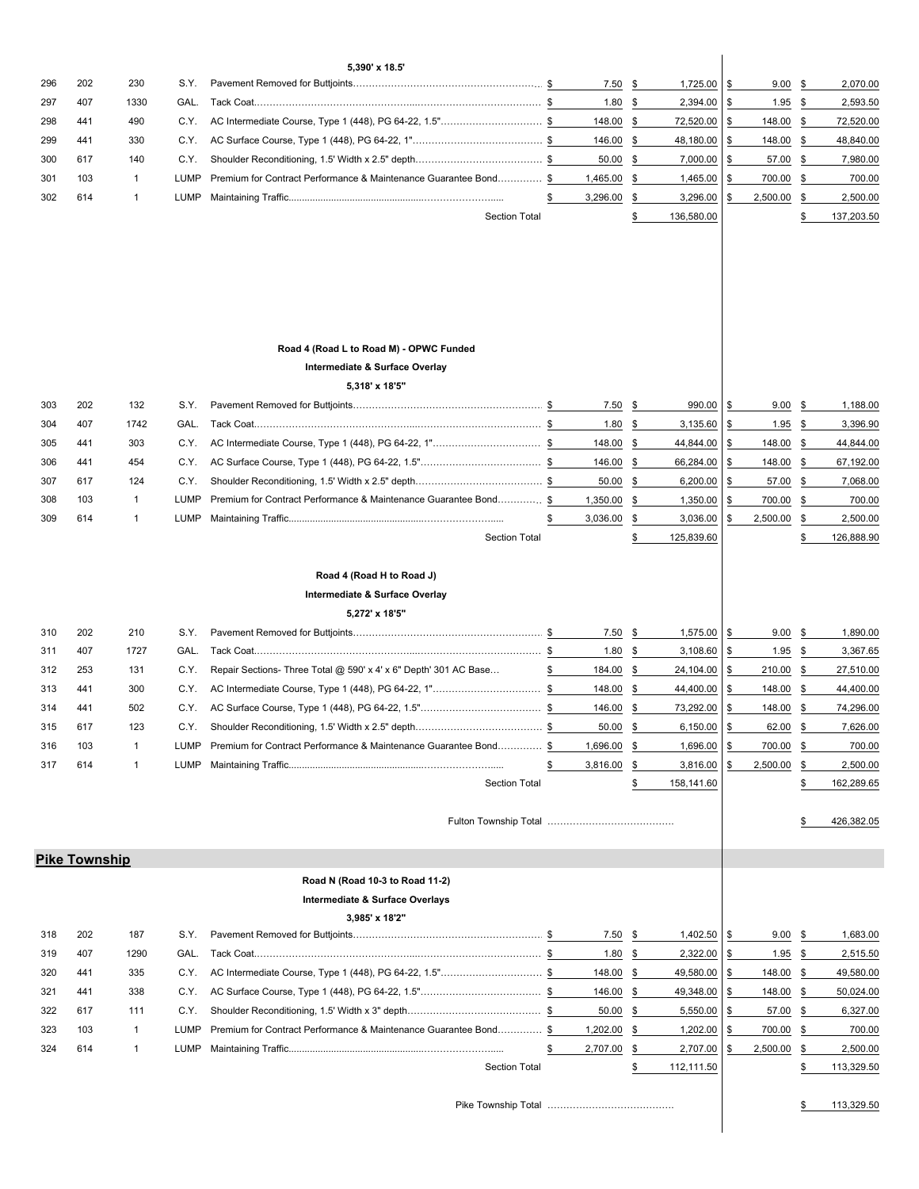| | | | | 5,390' x 18.5' | | | | |
|---|---|---|---|---|---|---|---|---|
| 296 | 202 | 230 | S.Y. | Pavement Removed for Buttjoints | $ 7.50 | $ 1,725.00 | $ 9.00 | $ 2,070.00 |
| 297 | 407 | 1330 | GAL. | Tack Coat | $ 1.80 | $ 2,394.00 | $ 1.95 | $ 2,593.50 |
| 298 | 441 | 490 | C.Y. | AC Intermediate Course, Type 1 (448), PG 64-22, 1.5" | $ 148.00 | $ 72,520.00 | $ 148.00 | $ 72,520.00 |
| 299 | 441 | 330 | C.Y. | AC Surface Course, Type 1 (448), PG 64-22, 1" | $ 146.00 | $ 48,180.00 | $ 148.00 | $ 48,840.00 |
| 300 | 617 | 140 | C.Y. | Shoulder Reconditioning, 1.5' Width x 2.5" depth | $ 50.00 | $ 7,000.00 | $ 57.00 | $ 7,980.00 |
| 301 | 103 | 1 | LUMP | Premium for Contract Performance & Maintenance Guarantee Bond | $ 1,465.00 | $ 1,465.00 | $ 700.00 | $ 700.00 |
| 302 | 614 | 1 | LUMP | Maintaining Traffic | $ 3,296.00 | $ 3,296.00 | $ 2,500.00 | $ 2,500.00 |
| | | | | Section Total | | $ 136,580.00 | | $ 137,203.50 |

**Road 4 (Road L to Road M) - OPWC Funded**

**Intermediate & Surface Overlay**

**5,318' x 18'5"**

| | | | | | | | | |
|---|---|---|---|---|---|---|---|---|
| 303 | 202 | 132 | S.Y. | Pavement Removed for Buttjoints | $ 7.50 | $ 990.00 | $ 9.00 | $ 1,188.00 |
| 304 | 407 | 1742 | GAL. | Tack Coat | $ 1.80 | $ 3,135.60 | $ 1.95 | $ 3,396.90 |
| 305 | 441 | 303 | C.Y. | AC Intermediate Course, Type 1 (448), PG 64-22, 1" | $ 148.00 | $ 44,844.00 | $ 148.00 | $ 44,844.00 |
| 306 | 441 | 454 | C.Y. | AC Surface Course, Type 1 (448), PG 64-22, 1.5" | $ 146.00 | $ 66,284.00 | $ 148.00 | $ 67,192.00 |
| 307 | 617 | 124 | C.Y. | Shoulder Reconditioning, 1.5' Width x 2.5" depth | $ 50.00 | $ 6,200.00 | $ 57.00 | $ 7,068.00 |
| 308 | 103 | 1 | LUMP | Premium for Contract Performance & Maintenance Guarantee Bond | $ 1,350.00 | $ 1,350.00 | $ 700.00 | $ 700.00 |
| 309 | 614 | 1 | LUMP | Maintaining Traffic | $ 3,036.00 | $ 3,036.00 | $ 2,500.00 | $ 2,500.00 |
| | | | | Section Total | | $ 125,839.60 | | $ 126,888.90 |

**Road 4 (Road H to Road J)**

**Intermediate & Surface Overlay**

**5,272' x 18'5"**

| | | | | | | | | |
|---|---|---|---|---|---|---|---|---|
| 310 | 202 | 210 | S.Y. | Pavement Removed for Buttjoints | $ 7.50 | $ 1,575.00 | $ 9.00 | $ 1,890.00 |
| 311 | 407 | 1727 | GAL. | Tack Coat | $ 1.80 | $ 3,108.60 | $ 1.95 | $ 3,367.65 |
| 312 | 253 | 131 | C.Y. | Repair Sections- Three Total @ 590' x 4' x 6" Depth' 301 AC Base... | $ 184.00 | $ 24,104.00 | $ 210.00 | $ 27,510.00 |
| 313 | 441 | 300 | C.Y. | AC Intermediate Course, Type 1 (448), PG 64-22, 1" | $ 148.00 | $ 44,400.00 | $ 148.00 | $ 44,400.00 |
| 314 | 441 | 502 | C.Y. | AC Surface Course, Type 1 (448), PG 64-22, 1.5" | $ 146.00 | $ 73,292.00 | $ 148.00 | $ 74,296.00 |
| 315 | 617 | 123 | C.Y. | Shoulder Reconditioning, 1.5' Width x 2.5" depth | $ 50.00 | $ 6,150.00 | $ 62.00 | $ 7,626.00 |
| 316 | 103 | 1 | LUMP | Premium for Contract Performance & Maintenance Guarantee Bond | $ 1,696.00 | $ 1,696.00 | $ 700.00 | $ 700.00 |
| 317 | 614 | 1 | LUMP | Maintaining Traffic | $ 3,816.00 | $ 3,816.00 | $ 2,500.00 | $ 2,500.00 |
| | | | | Section Total | | $ 158,141.60 | | $ 162,289.65 |

Fulton Township Total ................................ $ 426,382.05

## Pike Township

**Road N (Road 10-3 to Road 11-2)**

**Intermediate & Surface Overlays**

**3,985' x 18'2"**

| | | | | | | | | |
|---|---|---|---|---|---|---|---|---|
| 318 | 202 | 187 | S.Y. | Pavement Removed for Buttjoints | $ 7.50 | $ 1,402.50 | $ 9.00 | $ 1,683.00 |
| 319 | 407 | 1290 | GAL. | Tack Coat | $ 1.80 | $ 2,322.00 | $ 1.95 | $ 2,515.50 |
| 320 | 441 | 335 | C.Y. | AC Intermediate Course, Type 1 (448), PG 64-22, 1.5" | $ 148.00 | $ 49,580.00 | $ 148.00 | $ 49,580.00 |
| 321 | 441 | 338 | C.Y. | AC Surface Course, Type 1 (448), PG 64-22, 1.5" | $ 146.00 | $ 49,348.00 | $ 148.00 | $ 50,024.00 |
| 322 | 617 | 111 | C.Y. | Shoulder Reconditioning, 1.5' Width x 3" depth | $ 50.00 | $ 5,550.00 | $ 57.00 | $ 6,327.00 |
| 323 | 103 | 1 | LUMP | Premium for Contract Performance & Maintenance Guarantee Bond | $ 1,202.00 | $ 1,202.00 | $ 700.00 | $ 700.00 |
| 324 | 614 | 1 | LUMP | Maintaining Traffic | $ 2,707.00 | $ 2,707.00 | $ 2,500.00 | $ 2,500.00 |
| | | | | Section Total | | $ 112,111.50 | | $ 113,329.50 |

Pike Township Total ................................ $ 113,329.50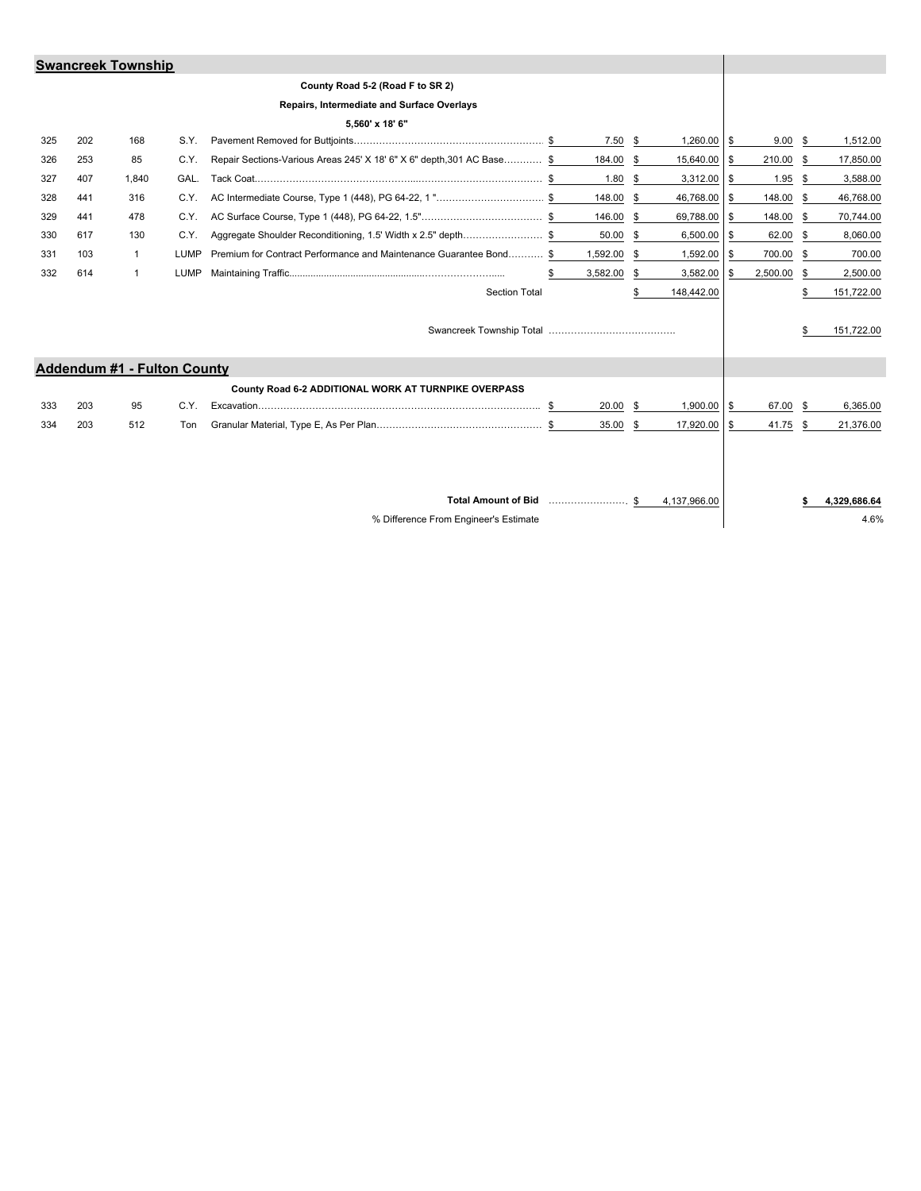## Swancreek Township

| | | | | | | | | |
|---|---|---|---|---|---|---|---|---|
| | | | | **County Road 5-2 (Road F to SR 2)** | | | | |
| | | | | **Repairs, Intermediate and Surface Overlays** | | | | |
| | | | | **5,560' x 18' 6"** | | | | |
| 325 | 202 | 168 | S.Y. | Pavement Removed for Buttjoints | $ 7.50 | $ 1,260.00 | $ 9.00 | $ 1,512.00 |
| 326 | 253 | 85 | C.Y. | Repair Sections-Various Areas 245' X 18' 6" X 6" depth,301 AC Base | $ 184.00 | $ 15,640.00 | $ 210.00 | $ 17,850.00 |
| 327 | 407 | 1,840 | GAL. | Tack Coat | $ 1.80 | $ 3,312.00 | $ 1.95 | $ 3,588.00 |
| 328 | 441 | 316 | C.Y. | AC Intermediate Course, Type 1 (448), PG 64-22, 1 " | $ 148.00 | $ 46,768.00 | $ 148.00 | $ 46,768.00 |
| 329 | 441 | 478 | C.Y. | AC Surface Course, Type 1 (448), PG 64-22, 1.5" | $ 146.00 | $ 69,788.00 | $ 148.00 | $ 70,744.00 |
| 330 | 617 | 130 | C.Y. | Aggregate Shoulder Reconditioning, 1.5' Width x 2.5" depth | $ 50.00 | $ 6,500.00 | $ 62.00 | $ 8,060.00 |
| 331 | 103 | 1 | LUMP | Premium for Contract Performance and Maintenance Guarantee Bond | $ 1,592.00 | $ 1,592.00 | $ 700.00 | $ 700.00 |
| 332 | 614 | 1 | LUMP | Maintaining Traffic | $ 3,582.00 | $ 3,582.00 | $ 2,500.00 | $ 2,500.00 |
| | | | | Section Total | | $ 148,442.00 | | $ 151,722.00 |
| | | | | Swancreek Township Total | | | | $ 151,722.00 |

## Addendum #1 - Fulton County

| | | | | | | | | |
|---|---|---|---|---|---|---|---|---|
| | | | | **County Road 6-2 ADDITIONAL WORK AT TURNPIKE OVERPASS** | | | | |
| 333 | 203 | 95 | C.Y. | Excavation | $ 20.00 | $ 1,900.00 | $ 67.00 | $ 6,365.00 |
| 334 | 203 | 512 | Ton | Granular Material, Type E, As Per Plan | $ 35.00 | $ 17,920.00 | $ 41.75 | $ 21,376.00 |
| | | | | **Total Amount of Bid** | | $ 4,137,966.00 | | **$ 4,329,686.64** |
| | | | | % Difference From Engineer's Estimate | | | | 4.6% |